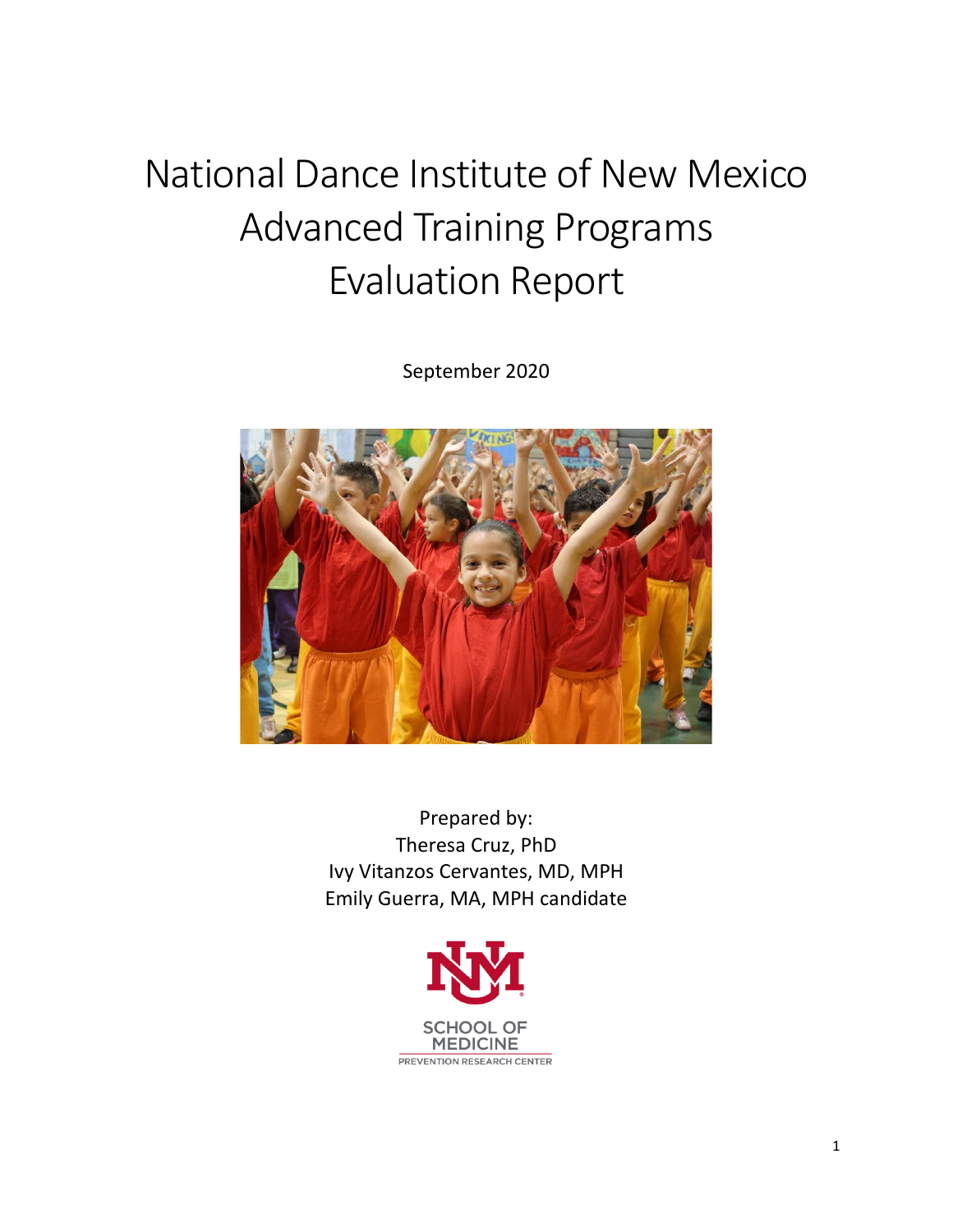# National Dance Institute of New Mexico Advanced Training Programs Evaluation Report

September 2020

Prepared by:
Theresa Cruz, PhD
Ivy Vitanzos Cervantes, MD, MPH
Emily Guerra, MA, MPH candidate

SCHOOL OF MEDICINE
PREVENTION RESEARCH CENTER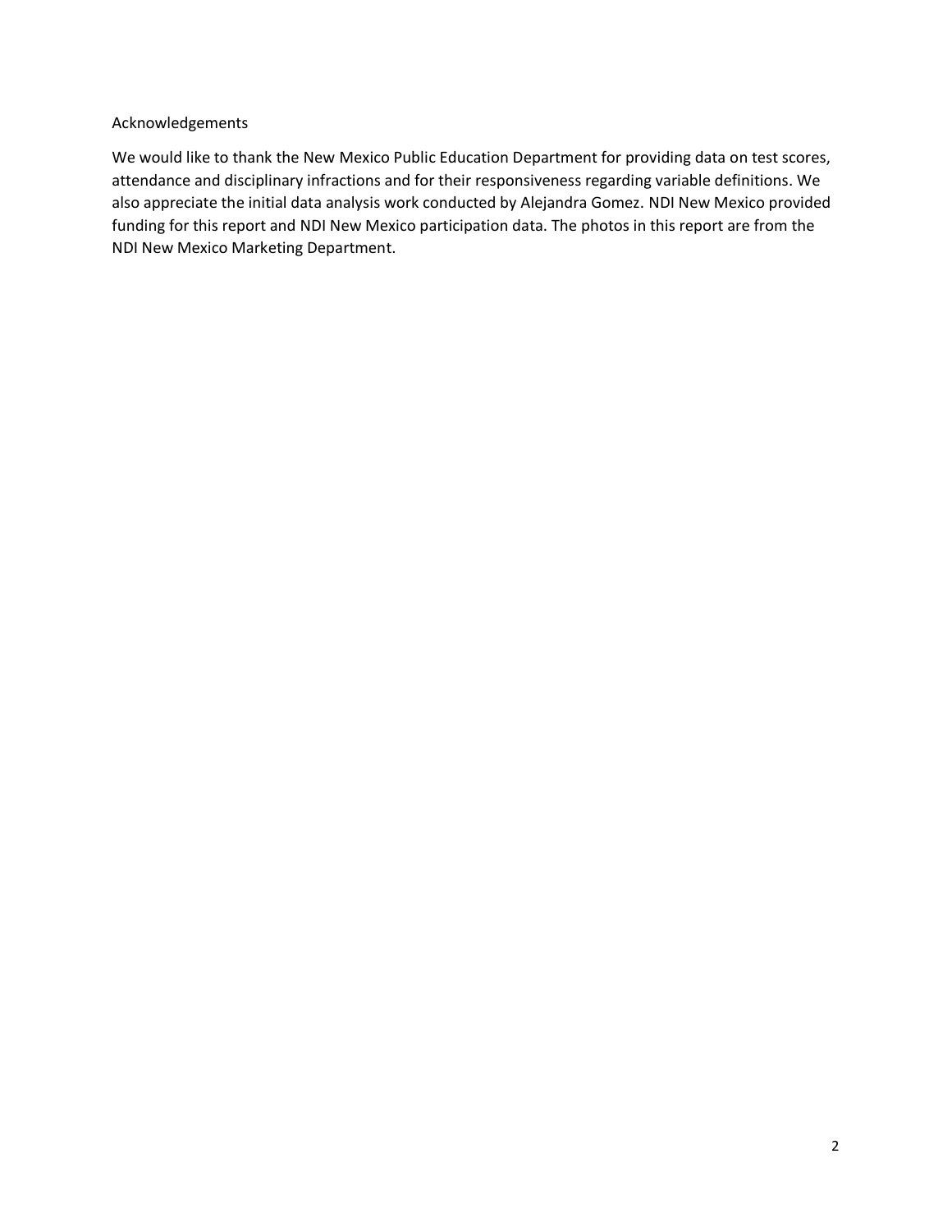## Acknowledgements

We would like to thank the New Mexico Public Education Department for providing data on test scores, attendance and disciplinary infractions and for their responsiveness regarding variable definitions. We also appreciate the initial data analysis work conducted by Alejandra Gomez. NDI New Mexico provided funding for this report and NDI New Mexico participation data. The photos in this report are from the NDI New Mexico Marketing Department.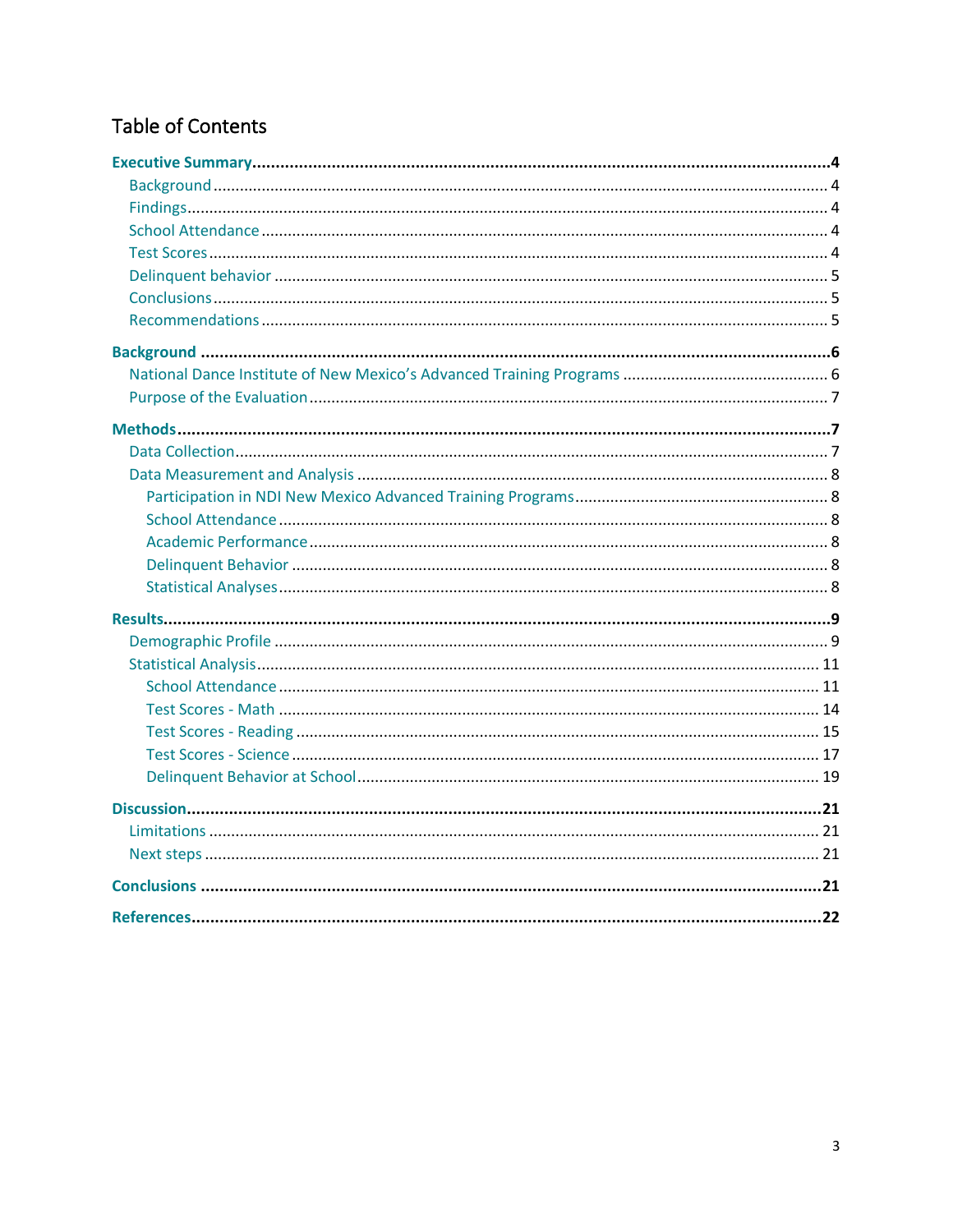# Table of Contents

**Executive Summary** .......... **4**
- Background .......... 4
- Findings .......... 4
- School Attendance .......... 4
- Test Scores .......... 4
- Delinquent behavior .......... 5
- Conclusions .......... 5
- Recommendations .......... 5

**Background** .......... **6**
- National Dance Institute of New Mexico's Advanced Training Programs .......... 6
- Purpose of the Evaluation .......... 7

**Methods** .......... **7**
- Data Collection .......... 7
- Data Measurement and Analysis .......... 8
  - Participation in NDI New Mexico Advanced Training Programs .......... 8
  - School Attendance .......... 8
  - Academic Performance .......... 8
  - Delinquent Behavior .......... 8
  - Statistical Analyses .......... 8

**Results** .......... **9**
- Demographic Profile .......... 9
- Statistical Analysis .......... 11
  - School Attendance .......... 11
  - Test Scores - Math .......... 14
  - Test Scores - Reading .......... 15
  - Test Scores - Science .......... 17
  - Delinquent Behavior at School .......... 19

**Discussion** .......... **21**
- Limitations .......... 21
- Next steps .......... 21

**Conclusions** .......... **21**

**References** .......... **22**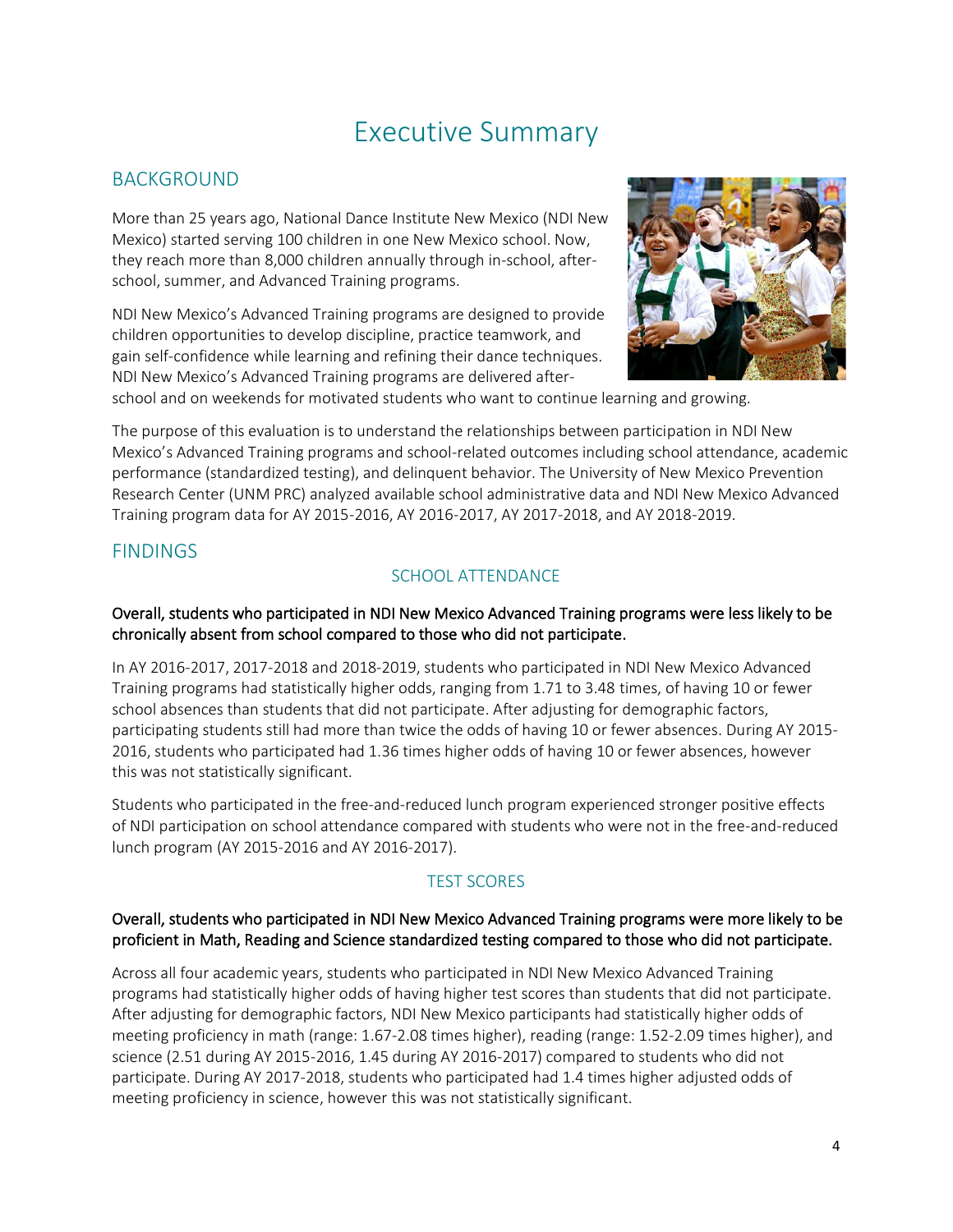# Executive Summary

## BACKGROUND

More than 25 years ago, National Dance Institute New Mexico (NDI New Mexico) started serving 100 children in one New Mexico school. Now, they reach more than 8,000 children annually through in-school, after-school, summer, and Advanced Training programs.

NDI New Mexico's Advanced Training programs are designed to provide children opportunities to develop discipline, practice teamwork, and gain self-confidence while learning and refining their dance techniques. NDI New Mexico's Advanced Training programs are delivered after-school and on weekends for motivated students who want to continue learning and growing.

The purpose of this evaluation is to understand the relationships between participation in NDI New Mexico's Advanced Training programs and school-related outcomes including school attendance, academic performance (standardized testing), and delinquent behavior. The University of New Mexico Prevention Research Center (UNM PRC) analyzed available school administrative data and NDI New Mexico Advanced Training program data for AY 2015-2016, AY 2016-2017, AY 2017-2018, and AY 2018-2019.

## FINDINGS

### SCHOOL ATTENDANCE

Overall, students who participated in NDI New Mexico Advanced Training programs were less likely to be chronically absent from school compared to those who did not participate.

In AY 2016-2017, 2017-2018 and 2018-2019, students who participated in NDI New Mexico Advanced Training programs had statistically higher odds, ranging from 1.71 to 3.48 times, of having 10 or fewer school absences than students that did not participate. After adjusting for demographic factors, participating students still had more than twice the odds of having 10 or fewer absences. During AY 2015-2016, students who participated had 1.36 times higher odds of having 10 or fewer absences, however this was not statistically significant.

Students who participated in the free-and-reduced lunch program experienced stronger positive effects of NDI participation on school attendance compared with students who were not in the free-and-reduced lunch program (AY 2015-2016 and AY 2016-2017).

### TEST SCORES

Overall, students who participated in NDI New Mexico Advanced Training programs were more likely to be proficient in Math, Reading and Science standardized testing compared to those who did not participate.

Across all four academic years, students who participated in NDI New Mexico Advanced Training programs had statistically higher odds of having higher test scores than students that did not participate. After adjusting for demographic factors, NDI New Mexico participants had statistically higher odds of meeting proficiency in math (range: 1.67-2.08 times higher), reading (range: 1.52-2.09 times higher), and science (2.51 during AY 2015-2016, 1.45 during AY 2016-2017) compared to students who did not participate. During AY 2017-2018, students who participated had 1.4 times higher adjusted odds of meeting proficiency in science, however this was not statistically significant.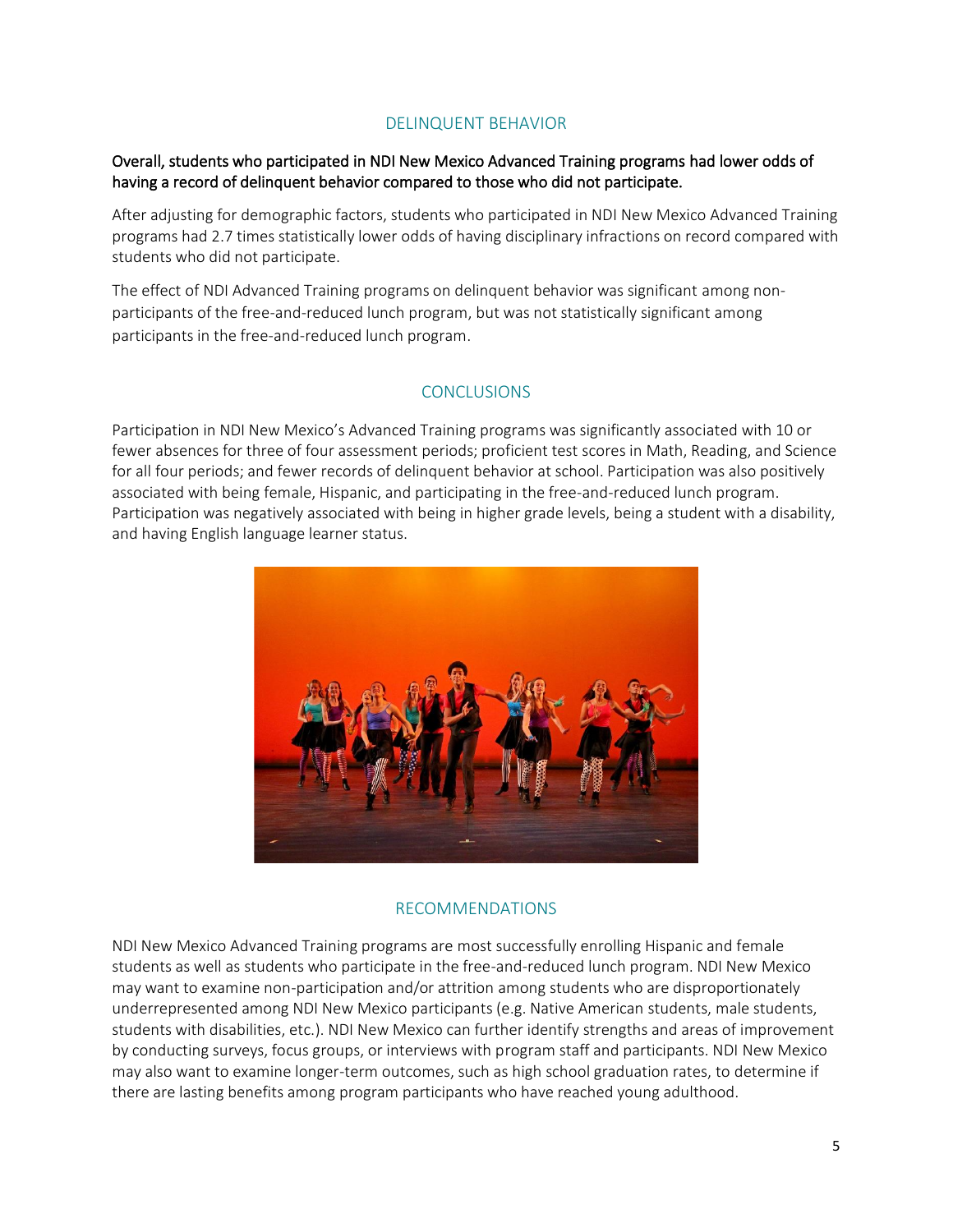## DELINQUENT BEHAVIOR

**Overall, students who participated in NDI New Mexico Advanced Training programs had lower odds of having a record of delinquent behavior compared to those who did not participate.**

After adjusting for demographic factors, students who participated in NDI New Mexico Advanced Training programs had 2.7 times statistically lower odds of having disciplinary infractions on record compared with students who did not participate.

The effect of NDI Advanced Training programs on delinquent behavior was significant among non-participants of the free-and-reduced lunch program, but was not statistically significant among participants in the free-and-reduced lunch program.

## CONCLUSIONS

Participation in NDI New Mexico's Advanced Training programs was significantly associated with 10 or fewer absences for three of four assessment periods; proficient test scores in Math, Reading, and Science for all four periods; and fewer records of delinquent behavior at school. Participation was also positively associated with being female, Hispanic, and participating in the free-and-reduced lunch program. Participation was negatively associated with being in higher grade levels, being a student with a disability, and having English language learner status.

## RECOMMENDATIONS

NDI New Mexico Advanced Training programs are most successfully enrolling Hispanic and female students as well as students who participate in the free-and-reduced lunch program. NDI New Mexico may want to examine non-participation and/or attrition among students who are disproportionately underrepresented among NDI New Mexico participants (e.g. Native American students, male students, students with disabilities, etc.). NDI New Mexico can further identify strengths and areas of improvement by conducting surveys, focus groups, or interviews with program staff and participants. NDI New Mexico may also want to examine longer-term outcomes, such as high school graduation rates, to determine if there are lasting benefits among program participants who have reached young adulthood.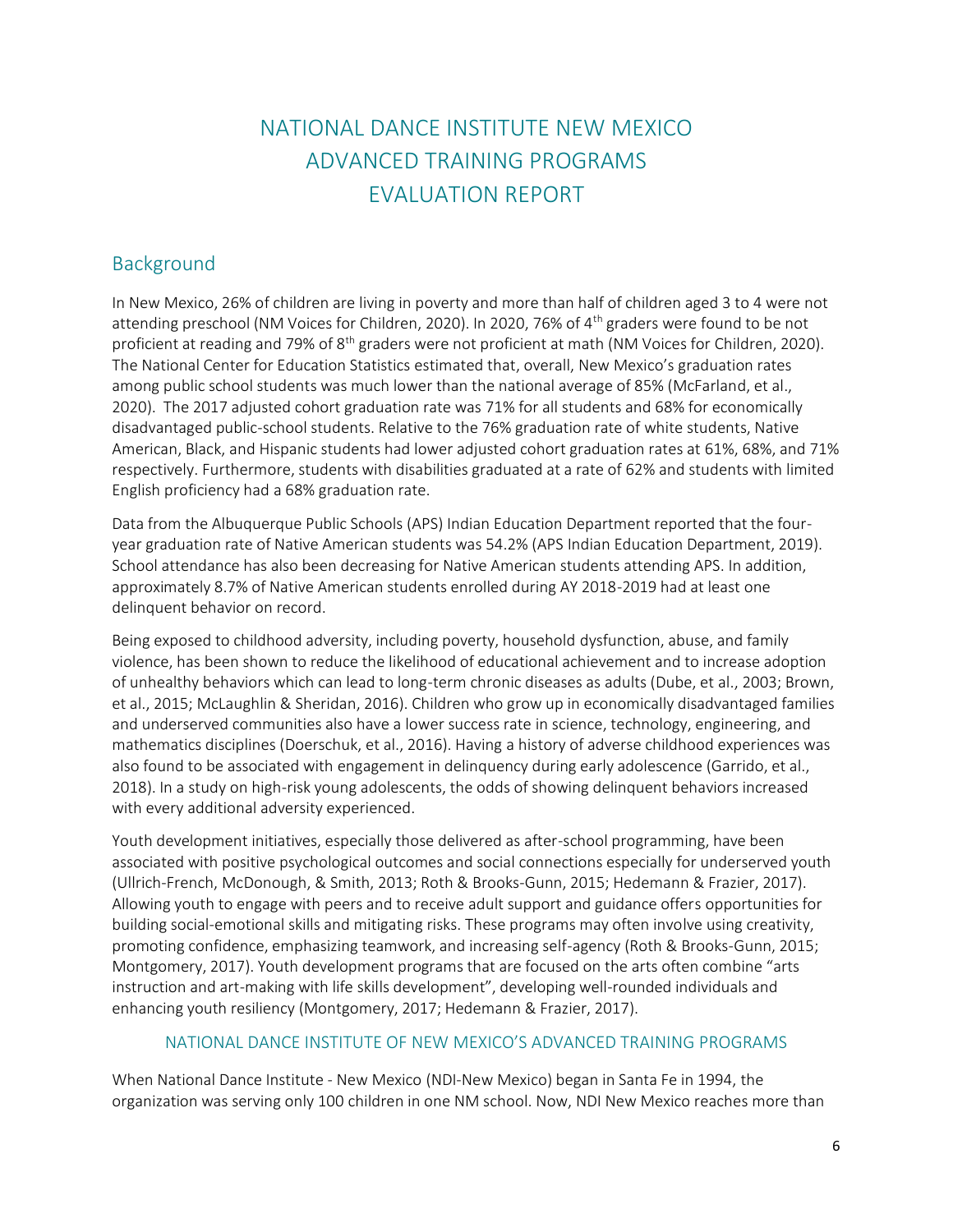# NATIONAL DANCE INSTITUTE NEW MEXICO ADVANCED TRAINING PROGRAMS EVALUATION REPORT

## Background

In New Mexico, 26% of children are living in poverty and more than half of children aged 3 to 4 were not attending preschool (NM Voices for Children, 2020). In 2020, 76% of 4th graders were found to be not proficient at reading and 79% of 8th graders were not proficient at math (NM Voices for Children, 2020). The National Center for Education Statistics estimated that, overall, New Mexico's graduation rates among public school students was much lower than the national average of 85% (McFarland, et al., 2020). The 2017 adjusted cohort graduation rate was 71% for all students and 68% for economically disadvantaged public-school students. Relative to the 76% graduation rate of white students, Native American, Black, and Hispanic students had lower adjusted cohort graduation rates at 61%, 68%, and 71% respectively. Furthermore, students with disabilities graduated at a rate of 62% and students with limited English proficiency had a 68% graduation rate.

Data from the Albuquerque Public Schools (APS) Indian Education Department reported that the four-year graduation rate of Native American students was 54.2% (APS Indian Education Department, 2019). School attendance has also been decreasing for Native American students attending APS. In addition, approximately 8.7% of Native American students enrolled during AY 2018-2019 had at least one delinquent behavior on record.

Being exposed to childhood adversity, including poverty, household dysfunction, abuse, and family violence, has been shown to reduce the likelihood of educational achievement and to increase adoption of unhealthy behaviors which can lead to long-term chronic diseases as adults (Dube, et al., 2003; Brown, et al., 2015; McLaughlin & Sheridan, 2016). Children who grow up in economically disadvantaged families and underserved communities also have a lower success rate in science, technology, engineering, and mathematics disciplines (Doerschuk, et al., 2016). Having a history of adverse childhood experiences was also found to be associated with engagement in delinquency during early adolescence (Garrido, et al., 2018). In a study on high-risk young adolescents, the odds of showing delinquent behaviors increased with every additional adversity experienced.

Youth development initiatives, especially those delivered as after-school programming, have been associated with positive psychological outcomes and social connections especially for underserved youth (Ullrich-French, McDonough, & Smith, 2013; Roth & Brooks-Gunn, 2015; Hedemann & Frazier, 2017). Allowing youth to engage with peers and to receive adult support and guidance offers opportunities for building social-emotional skills and mitigating risks. These programs may often involve using creativity, promoting confidence, emphasizing teamwork, and increasing self-agency (Roth & Brooks-Gunn, 2015; Montgomery, 2017). Youth development programs that are focused on the arts often combine "arts instruction and art-making with life skills development", developing well-rounded individuals and enhancing youth resiliency (Montgomery, 2017; Hedemann & Frazier, 2017).

### NATIONAL DANCE INSTITUTE OF NEW MEXICO'S ADVANCED TRAINING PROGRAMS

When National Dance Institute - New Mexico (NDI-New Mexico) began in Santa Fe in 1994, the organization was serving only 100 children in one NM school. Now, NDI New Mexico reaches more than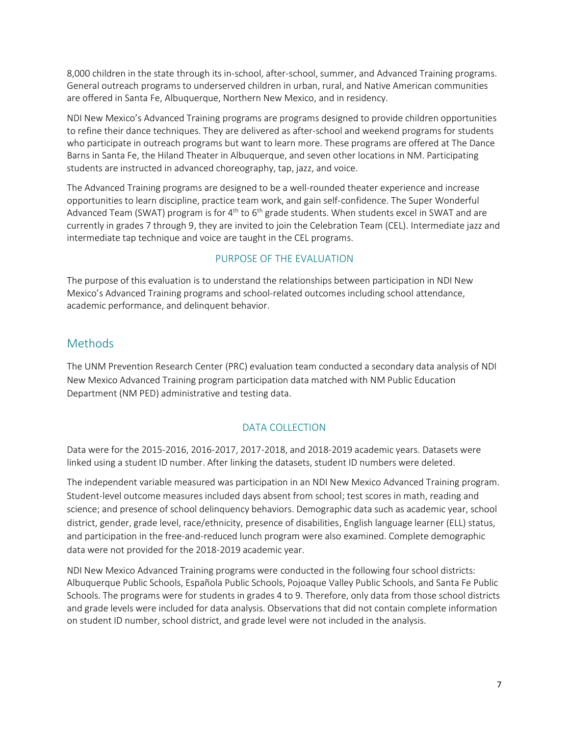8,000 children in the state through its in-school, after-school, summer, and Advanced Training programs. General outreach programs to underserved children in urban, rural, and Native American communities are offered in Santa Fe, Albuquerque, Northern New Mexico, and in residency.

NDI New Mexico's Advanced Training programs are programs designed to provide children opportunities to refine their dance techniques. They are delivered as after-school and weekend programs for students who participate in outreach programs but want to learn more. These programs are offered at The Dance Barns in Santa Fe, the Hiland Theater in Albuquerque, and seven other locations in NM. Participating students are instructed in advanced choreography, tap, jazz, and voice.

The Advanced Training programs are designed to be a well-rounded theater experience and increase opportunities to learn discipline, practice team work, and gain self-confidence. The Super Wonderful Advanced Team (SWAT) program is for 4th to 6th grade students. When students excel in SWAT and are currently in grades 7 through 9, they are invited to join the Celebration Team (CEL). Intermediate jazz and intermediate tap technique and voice are taught in the CEL programs.

### PURPOSE OF THE EVALUATION

The purpose of this evaluation is to understand the relationships between participation in NDI New Mexico's Advanced Training programs and school-related outcomes including school attendance, academic performance, and delinquent behavior.

## Methods

The UNM Prevention Research Center (PRC) evaluation team conducted a secondary data analysis of NDI New Mexico Advanced Training program participation data matched with NM Public Education Department (NM PED) administrative and testing data.

### DATA COLLECTION

Data were for the 2015-2016, 2016-2017, 2017-2018, and 2018-2019 academic years. Datasets were linked using a student ID number. After linking the datasets, student ID numbers were deleted.

The independent variable measured was participation in an NDI New Mexico Advanced Training program. Student-level outcome measures included days absent from school; test scores in math, reading and science; and presence of school delinquency behaviors. Demographic data such as academic year, school district, gender, grade level, race/ethnicity, presence of disabilities, English language learner (ELL) status, and participation in the free-and-reduced lunch program were also examined. Complete demographic data were not provided for the 2018-2019 academic year.

NDI New Mexico Advanced Training programs were conducted in the following four school districts: Albuquerque Public Schools, Española Public Schools, Pojoaque Valley Public Schools, and Santa Fe Public Schools. The programs were for students in grades 4 to 9. Therefore, only data from those school districts and grade levels were included for data analysis. Observations that did not contain complete information on student ID number, school district, and grade level were not included in the analysis.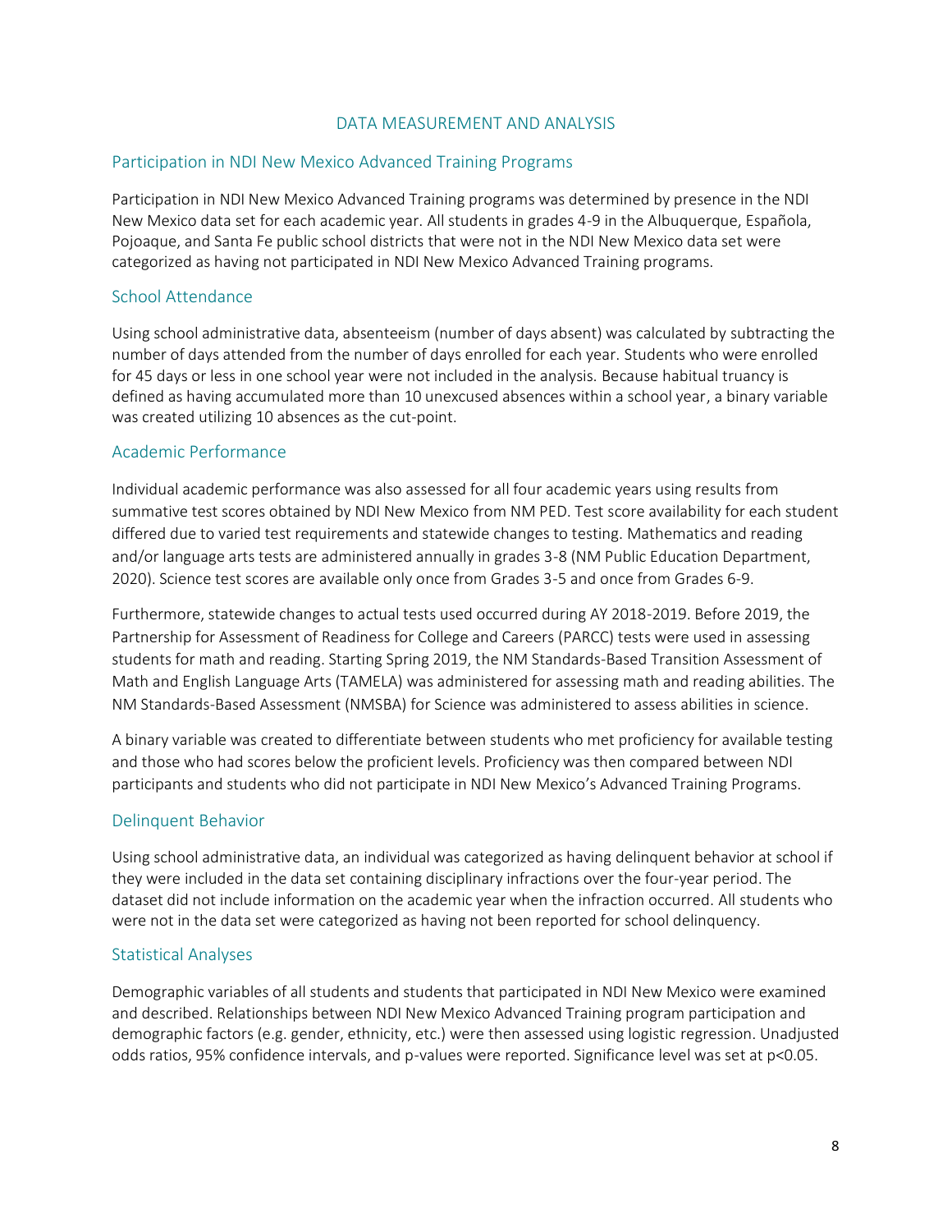# DATA MEASUREMENT AND ANALYSIS

## Participation in NDI New Mexico Advanced Training Programs

Participation in NDI New Mexico Advanced Training programs was determined by presence in the NDI New Mexico data set for each academic year. All students in grades 4-9 in the Albuquerque, Española, Pojoaque, and Santa Fe public school districts that were not in the NDI New Mexico data set were categorized as having not participated in NDI New Mexico Advanced Training programs.

## School Attendance

Using school administrative data, absenteeism (number of days absent) was calculated by subtracting the number of days attended from the number of days enrolled for each year. Students who were enrolled for 45 days or less in one school year were not included in the analysis. Because habitual truancy is defined as having accumulated more than 10 unexcused absences within a school year, a binary variable was created utilizing 10 absences as the cut-point.

## Academic Performance

Individual academic performance was also assessed for all four academic years using results from summative test scores obtained by NDI New Mexico from NM PED. Test score availability for each student differed due to varied test requirements and statewide changes to testing. Mathematics and reading and/or language arts tests are administered annually in grades 3-8 (NM Public Education Department, 2020). Science test scores are available only once from Grades 3-5 and once from Grades 6-9.

Furthermore, statewide changes to actual tests used occurred during AY 2018-2019. Before 2019, the Partnership for Assessment of Readiness for College and Careers (PARCC) tests were used in assessing students for math and reading. Starting Spring 2019, the NM Standards-Based Transition Assessment of Math and English Language Arts (TAMELA) was administered for assessing math and reading abilities. The NM Standards-Based Assessment (NMSBA) for Science was administered to assess abilities in science.

A binary variable was created to differentiate between students who met proficiency for available testing and those who had scores below the proficient levels. Proficiency was then compared between NDI participants and students who did not participate in NDI New Mexico's Advanced Training Programs.

## Delinquent Behavior

Using school administrative data, an individual was categorized as having delinquent behavior at school if they were included in the data set containing disciplinary infractions over the four-year period. The dataset did not include information on the academic year when the infraction occurred. All students who were not in the data set were categorized as having not been reported for school delinquency.

## Statistical Analyses

Demographic variables of all students and students that participated in NDI New Mexico were examined and described. Relationships between NDI New Mexico Advanced Training program participation and demographic factors (e.g. gender, ethnicity, etc.) were then assessed using logistic regression. Unadjusted odds ratios, 95% confidence intervals, and p-values were reported. Significance level was set at $p<0.05$.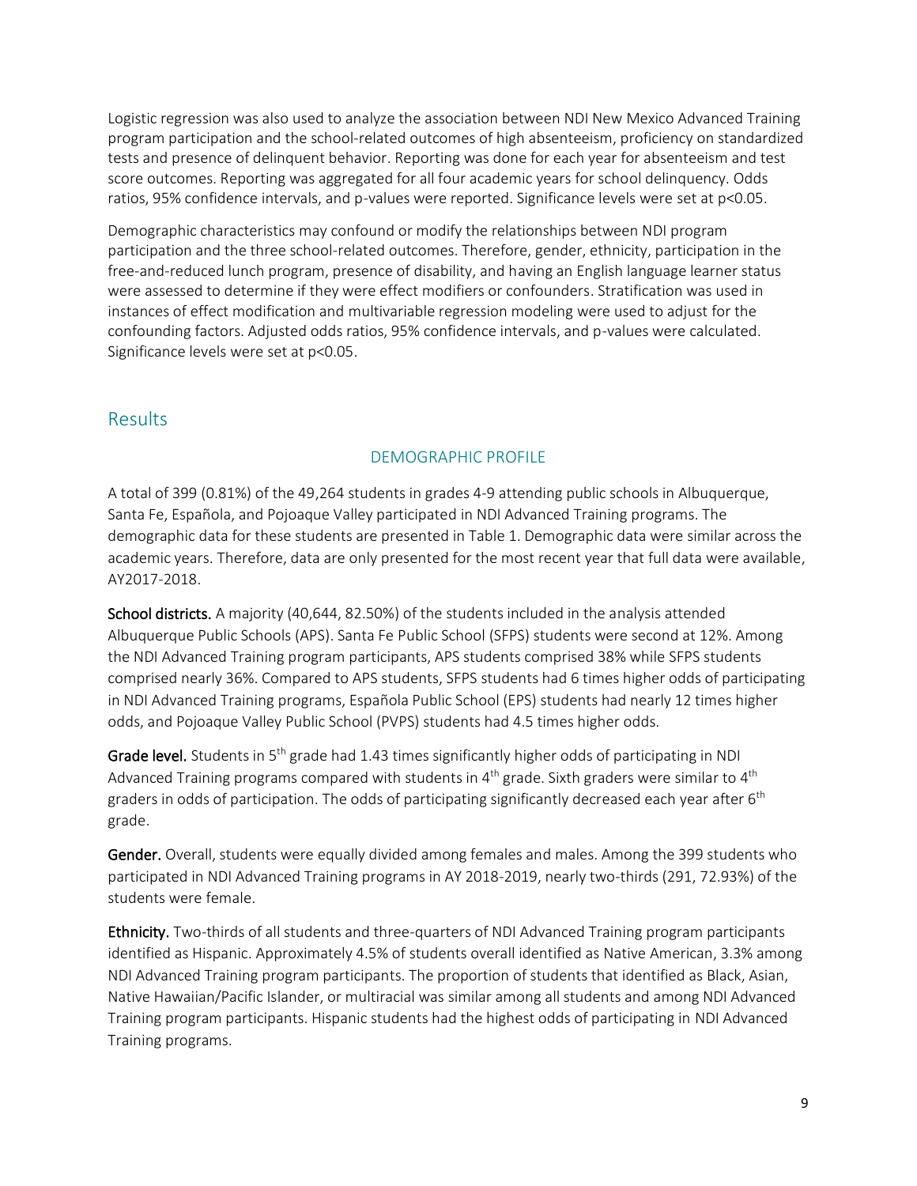Logistic regression was also used to analyze the association between NDI New Mexico Advanced Training program participation and the school-related outcomes of high absenteeism, proficiency on standardized tests and presence of delinquent behavior. Reporting was done for each year for absenteeism and test score outcomes. Reporting was aggregated for all four academic years for school delinquency. Odds ratios, 95% confidence intervals, and p-values were reported. Significance levels were set at $p<0.05$.

Demographic characteristics may confound or modify the relationships between NDI program participation and the three school-related outcomes. Therefore, gender, ethnicity, participation in the free-and-reduced lunch program, presence of disability, and having an English language learner status were assessed to determine if they were effect modifiers or confounders. Stratification was used in instances of effect modification and multivariable regression modeling were used to adjust for the confounding factors. Adjusted odds ratios, 95% confidence intervals, and p-values were calculated. Significance levels were set at $p<0.05$.

## Results

### DEMOGRAPHIC PROFILE

A total of 399 (0.81%) of the 49,264 students in grades 4-9 attending public schools in Albuquerque, Santa Fe, Española, and Pojoaque Valley participated in NDI Advanced Training programs. The demographic data for these students are presented in Table 1. Demographic data were similar across the academic years. Therefore, data are only presented for the most recent year that full data were available, AY2017-2018.

**School districts.** A majority (40,644, 82.50%) of the students included in the analysis attended Albuquerque Public Schools (APS). Santa Fe Public School (SFPS) students were second at 12%. Among the NDI Advanced Training program participants, APS students comprised 38% while SFPS students comprised nearly 36%. Compared to APS students, SFPS students had 6 times higher odds of participating in NDI Advanced Training programs, Española Public School (EPS) students had nearly 12 times higher odds, and Pojoaque Valley Public School (PVPS) students had 4.5 times higher odds.

**Grade level.** Students in 5th grade had 1.43 times significantly higher odds of participating in NDI Advanced Training programs compared with students in 4th grade. Sixth graders were similar to 4th graders in odds of participation. The odds of participating significantly decreased each year after 6th grade.

**Gender.** Overall, students were equally divided among females and males. Among the 399 students who participated in NDI Advanced Training programs in AY 2018-2019, nearly two-thirds (291, 72.93%) of the students were female.

**Ethnicity.** Two-thirds of all students and three-quarters of NDI Advanced Training program participants identified as Hispanic. Approximately 4.5% of students overall identified as Native American, 3.3% among NDI Advanced Training program participants. The proportion of students that identified as Black, Asian, Native Hawaiian/Pacific Islander, or multiracial was similar among all students and among NDI Advanced Training program participants. Hispanic students had the highest odds of participating in NDI Advanced Training programs.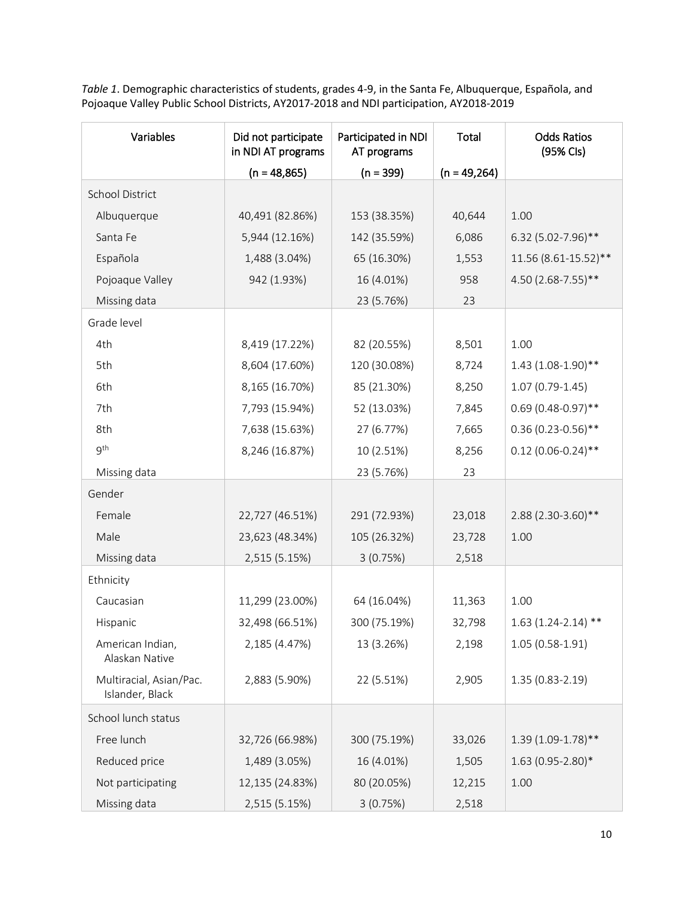*Table 1*. Demographic characteristics of students, grades 4-9, in the Santa Fe, Albuquerque, Española, and Pojoaque Valley Public School Districts, AY2017-2018 and NDI participation, AY2018-2019

| Variables | Did not participate in NDI AT programs | Participated in NDI AT programs | Total | Odds Ratios (95% CIs) |
|---|---|---|---|---|
| | (n = 48,865) | (n = 399) | (n = 49,264) | |
| School District | | | | |
| Albuquerque | 40,491 (82.86%) | 153 (38.35%) | 40,644 | 1.00 |
| Santa Fe | 5,944 (12.16%) | 142 (35.59%) | 6,086 | 6.32 (5.02-7.96)** |
| Española | 1,488 (3.04%) | 65 (16.30%) | 1,553 | 11.56 (8.61-15.52)** |
| Pojoaque Valley | 942 (1.93%) | 16 (4.01%) | 958 | 4.50 (2.68-7.55)** |
| Missing data | | 23 (5.76%) | 23 | |
| Grade level | | | | |
| 4th | 8,419 (17.22%) | 82 (20.55%) | 8,501 | 1.00 |
| 5th | 8,604 (17.60%) | 120 (30.08%) | 8,724 | 1.43 (1.08-1.90)** |
| 6th | 8,165 (16.70%) | 85 (21.30%) | 8,250 | 1.07 (0.79-1.45) |
| 7th | 7,793 (15.94%) | 52 (13.03%) | 7,845 | 0.69 (0.48-0.97)** |
| 8th | 7,638 (15.63%) | 27 (6.77%) | 7,665 | 0.36 (0.23-0.56)** |
| 9th | 8,246 (16.87%) | 10 (2.51%) | 8,256 | 0.12 (0.06-0.24)** |
| Missing data | | 23 (5.76%) | 23 | |
| Gender | | | | |
| Female | 22,727 (46.51%) | 291 (72.93%) | 23,018 | 2.88 (2.30-3.60)** |
| Male | 23,623 (48.34%) | 105 (26.32%) | 23,728 | 1.00 |
| Missing data | 2,515 (5.15%) | 3 (0.75%) | 2,518 | |
| Ethnicity | | | | |
| Caucasian | 11,299 (23.00%) | 64 (16.04%) | 11,363 | 1.00 |
| Hispanic | 32,498 (66.51%) | 300 (75.19%) | 32,798 | 1.63 (1.24-2.14) ** |
| American Indian, Alaskan Native | 2,185 (4.47%) | 13 (3.26%) | 2,198 | 1.05 (0.58-1.91) |
| Multiracial, Asian/Pac. Islander, Black | 2,883 (5.90%) | 22 (5.51%) | 2,905 | 1.35 (0.83-2.19) |
| School lunch status | | | | |
| Free lunch | 32,726 (66.98%) | 300 (75.19%) | 33,026 | 1.39 (1.09-1.78)** |
| Reduced price | 1,489 (3.05%) | 16 (4.01%) | 1,505 | 1.63 (0.95-2.80)* |
| Not participating | 12,135 (24.83%) | 80 (20.05%) | 12,215 | 1.00 |
| Missing data | 2,515 (5.15%) | 3 (0.75%) | 2,518 | |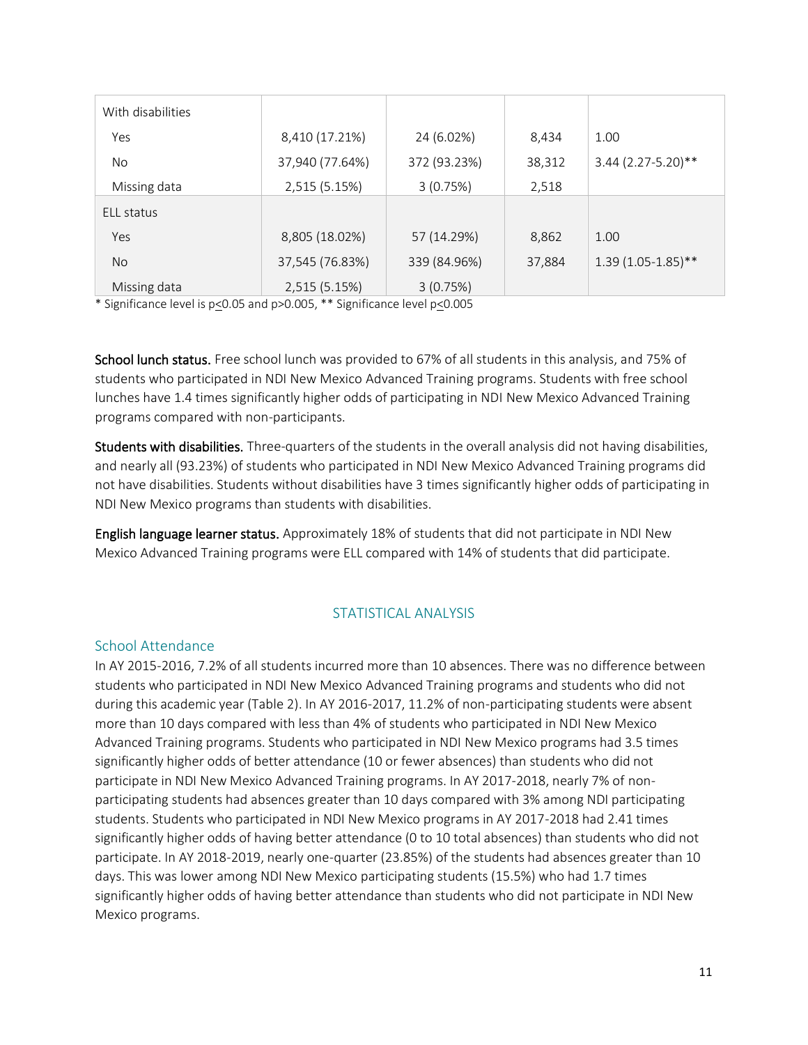| | | | | |
|---|---|---|---|---|
| With disabilities | | | | |
| Yes | 8,410 (17.21%) | 24 (6.02%) | 8,434 | 1.00 |
| No | 37,940 (77.64%) | 372 (93.23%) | 38,312 | 3.44 (2.27-5.20)** |
| Missing data | 2,515 (5.15%) | 3 (0.75%) | 2,518 | |
| ELL status | | | | |
| Yes | 8,805 (18.02%) | 57 (14.29%) | 8,862 | 1.00 |
| No | 37,545 (76.83%) | 339 (84.96%) | 37,884 | 1.39 (1.05-1.85)** |
| Missing data | 2,515 (5.15%) | 3 (0.75%) | | |

* Significance level is p≤0.05 and p>0.005, ** Significance level p≤0.005

**School lunch status.** Free school lunch was provided to 67% of all students in this analysis, and 75% of students who participated in NDI New Mexico Advanced Training programs. Students with free school lunches have 1.4 times significantly higher odds of participating in NDI New Mexico Advanced Training programs compared with non-participants.

**Students with disabilities.** Three-quarters of the students in the overall analysis did not having disabilities, and nearly all (93.23%) of students who participated in NDI New Mexico Advanced Training programs did not have disabilities. Students without disabilities have 3 times significantly higher odds of participating in NDI New Mexico programs than students with disabilities.

**English language learner status.** Approximately 18% of students that did not participate in NDI New Mexico Advanced Training programs were ELL compared with 14% of students that did participate.

## STATISTICAL ANALYSIS

### School Attendance

In AY 2015-2016, 7.2% of all students incurred more than 10 absences. There was no difference between students who participated in NDI New Mexico Advanced Training programs and students who did not during this academic year (Table 2). In AY 2016-2017, 11.2% of non-participating students were absent more than 10 days compared with less than 4% of students who participated in NDI New Mexico Advanced Training programs. Students who participated in NDI New Mexico programs had 3.5 times significantly higher odds of better attendance (10 or fewer absences) than students who did not participate in NDI New Mexico Advanced Training programs. In AY 2017-2018, nearly 7% of non-participating students had absences greater than 10 days compared with 3% among NDI participating students. Students who participated in NDI New Mexico programs in AY 2017-2018 had 2.41 times significantly higher odds of having better attendance (0 to 10 total absences) than students who did not participate. In AY 2018-2019, nearly one-quarter (23.85%) of the students had absences greater than 10 days. This was lower among NDI New Mexico participating students (15.5%) who had 1.7 times significantly higher odds of having better attendance than students who did not participate in NDI New Mexico programs.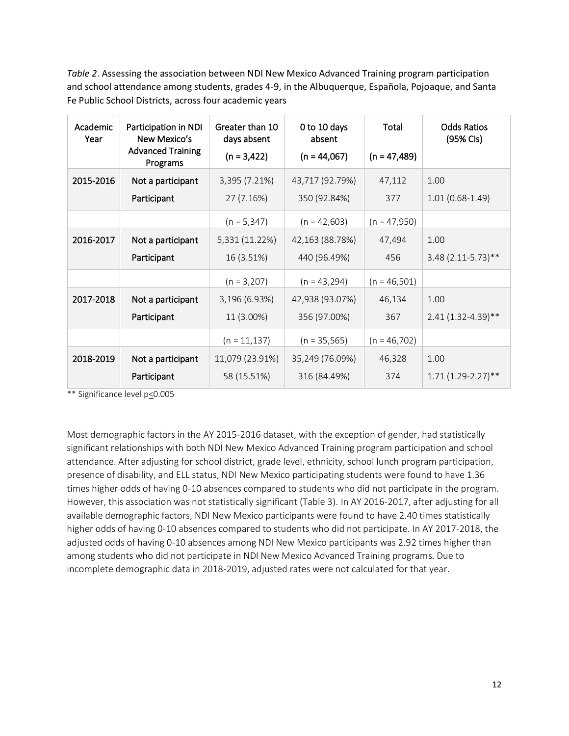*Table 2*. Assessing the association between NDI New Mexico Advanced Training program participation and school attendance among students, grades 4-9, in the Albuquerque, Española, Pojoaque, and Santa Fe Public School Districts, across four academic years

| Academic Year | Participation in NDI New Mexico's Advanced Training Programs | Greater than 10 days absent | 0 to 10 days absent | Total | Odds Ratios (95% CIs) |
|---|---|---|---|---|---|
| | | (n = 3,422) | (n = 44,067) | (n = 47,489) | |
| 2015-2016 | Not a participant | 3,395 (7.21%) | 43,717 (92.79%) | 47,112 | 1.00 |
| | Participant | 27 (7.16%) | 350 (92.84%) | 377 | 1.01 (0.68-1.49) |
| | | (n = 5,347) | (n = 42,603) | (n = 47,950) | |
| 2016-2017 | Not a participant | 5,331 (11.22%) | 42,163 (88.78%) | 47,494 | 1.00 |
| | Participant | 16 (3.51%) | 440 (96.49%) | 456 | 3.48 (2.11-5.73)** |
| | | (n = 3,207) | (n = 43,294) | (n = 46,501) | |
| 2017-2018 | Not a participant | 3,196 (6.93%) | 42,938 (93.07%) | 46,134 | 1.00 |
| | Participant | 11 (3.00%) | 356 (97.00%) | 367 | 2.41 (1.32-4.39)** |
| | | (n = 11,137) | (n = 35,565) | (n = 46,702) | |
| 2018-2019 | Not a participant | 11,079 (23.91%) | 35,249 (76.09%) | 46,328 | 1.00 |
| | Participant | 58 (15.51%) | 316 (84.49%) | 374 | 1.71 (1.29-2.27)** |

** Significance level $p \leq 0.005$

Most demographic factors in the AY 2015-2016 dataset, with the exception of gender, had statistically significant relationships with both NDI New Mexico Advanced Training program participation and school attendance. After adjusting for school district, grade level, ethnicity, school lunch program participation, presence of disability, and ELL status, NDI New Mexico participating students were found to have 1.36 times higher odds of having 0-10 absences compared to students who did not participate in the program. However, this association was not statistically significant (Table 3). In AY 2016-2017, after adjusting for all available demographic factors, NDI New Mexico participants were found to have 2.40 times statistically higher odds of having 0-10 absences compared to students who did not participate. In AY 2017-2018, the adjusted odds of having 0-10 absences among NDI New Mexico participants was 2.92 times higher than among students who did not participate in NDI New Mexico Advanced Training programs. Due to incomplete demographic data in 2018-2019, adjusted rates were not calculated for that year.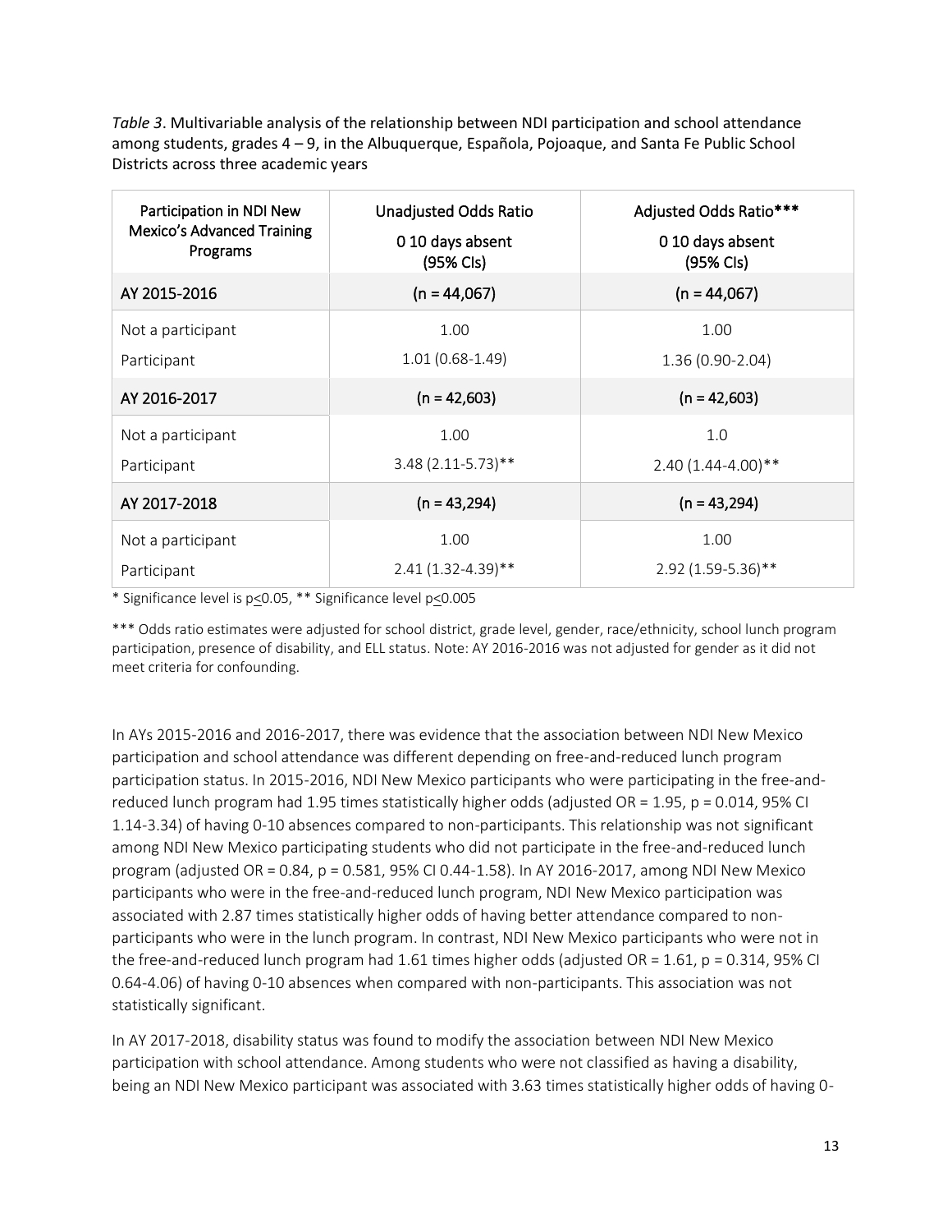*Table 3*. Multivariable analysis of the relationship between NDI participation and school attendance among students, grades 4 – 9, in the Albuquerque, Española, Pojoaque, and Santa Fe Public School Districts across three academic years

| Participation in NDI New Mexico's Advanced Training Programs | Unadjusted Odds Ratio 0 10 days absent (95% CIs) | Adjusted Odds Ratio*** 0 10 days absent (95% CIs) |
|---|---|---|
| AY 2015-2016 | (n = 44,067) | (n = 44,067) |
| Not a participant | 1.00 | 1.00 |
| Participant | 1.01 (0.68-1.49) | 1.36 (0.90-2.04) |
| AY 2016-2017 | (n = 42,603) | (n = 42,603) |
| Not a participant | 1.00 | 1.0 |
| Participant | 3.48 (2.11-5.73)** | 2.40 (1.44-4.00)** |
| AY 2017-2018 | (n = 43,294) | (n = 43,294) |
| Not a participant | 1.00 | 1.00 |
| Participant | 2.41 (1.32-4.39)** | 2.92 (1.59-5.36)** |

* Significance level is $p \leq 0.05$, ** Significance level $p \leq 0.005$

*** Odds ratio estimates were adjusted for school district, grade level, gender, race/ethnicity, school lunch program participation, presence of disability, and ELL status. Note: AY 2016-2016 was not adjusted for gender as it did not meet criteria for confounding.

In AYs 2015-2016 and 2016-2017, there was evidence that the association between NDI New Mexico participation and school attendance was different depending on free-and-reduced lunch program participation status. In 2015-2016, NDI New Mexico participants who were participating in the free-and-reduced lunch program had 1.95 times statistically higher odds (adjusted OR = 1.95, p = 0.014, 95% CI 1.14-3.34) of having 0-10 absences compared to non-participants. This relationship was not significant among NDI New Mexico participating students who did not participate in the free-and-reduced lunch program (adjusted OR = 0.84, p = 0.581, 95% CI 0.44-1.58). In AY 2016-2017, among NDI New Mexico participants who were in the free-and-reduced lunch program, NDI New Mexico participation was associated with 2.87 times statistically higher odds of having better attendance compared to non-participants who were in the lunch program. In contrast, NDI New Mexico participants who were not in the free-and-reduced lunch program had 1.61 times higher odds (adjusted OR = 1.61, p = 0.314, 95% CI 0.64-4.06) of having 0-10 absences when compared with non-participants. This association was not statistically significant.

In AY 2017-2018, disability status was found to modify the association between NDI New Mexico participation with school attendance. Among students who were not classified as having a disability, being an NDI New Mexico participant was associated with 3.63 times statistically higher odds of having 0-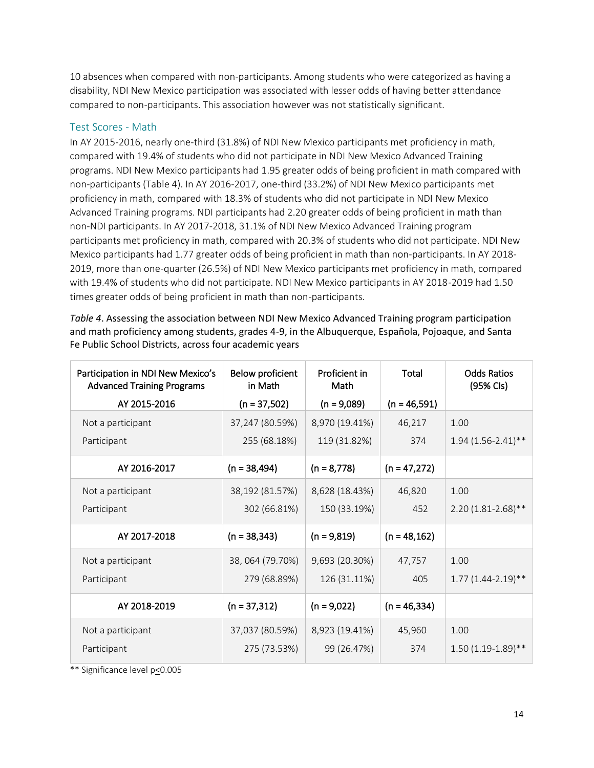10 absences when compared with non-participants. Among students who were categorized as having a disability, NDI New Mexico participation was associated with lesser odds of having better attendance compared to non-participants. This association however was not statistically significant.

### Test Scores - Math

In AY 2015-2016, nearly one-third (31.8%) of NDI New Mexico participants met proficiency in math, compared with 19.4% of students who did not participate in NDI New Mexico Advanced Training programs. NDI New Mexico participants had 1.95 greater odds of being proficient in math compared with non-participants (Table 4). In AY 2016-2017, one-third (33.2%) of NDI New Mexico participants met proficiency in math, compared with 18.3% of students who did not participate in NDI New Mexico Advanced Training programs. NDI participants had 2.20 greater odds of being proficient in math than non-NDI participants. In AY 2017-2018, 31.1% of NDI New Mexico Advanced Training program participants met proficiency in math, compared with 20.3% of students who did not participate. NDI New Mexico participants had 1.77 greater odds of being proficient in math than non-participants. In AY 2018-2019, more than one-quarter (26.5%) of NDI New Mexico participants met proficiency in math, compared with 19.4% of students who did not participate. NDI New Mexico participants in AY 2018-2019 had 1.50 times greater odds of being proficient in math than non-participants.

*Table 4*. Assessing the association between NDI New Mexico Advanced Training program participation and math proficiency among students, grades 4-9, in the Albuquerque, Española, Pojoaque, and Santa Fe Public School Districts, across four academic years

| Participation in NDI New Mexico's Advanced Training Programs | Below proficient in Math | Proficient in Math | Total | Odds Ratios (95% CIs) |
|---|---|---|---|---|
| AY 2015-2016 | (n = 37,502) | (n = 9,089) | (n = 46,591) | |
| Not a participant | 37,247 (80.59%) | 8,970 (19.41%) | 46,217 | 1.00 |
| Participant | 255 (68.18%) | 119 (31.82%) | 374 | 1.94 (1.56-2.41)** |
| AY 2016-2017 | (n = 38,494) | (n = 8,778) | (n = 47,272) | |
| Not a participant | 38,192 (81.57%) | 8,628 (18.43%) | 46,820 | 1.00 |
| Participant | 302 (66.81%) | 150 (33.19%) | 452 | 2.20 (1.81-2.68)** |
| AY 2017-2018 | (n = 38,343) | (n = 9,819) | (n = 48,162) | |
| Not a participant | 38, 064 (79.70%) | 9,693 (20.30%) | 47,757 | 1.00 |
| Participant | 279 (68.89%) | 126 (31.11%) | 405 | 1.77 (1.44-2.19)** |
| AY 2018-2019 | (n = 37,312) | (n = 9,022) | (n = 46,334) | |
| Not a participant | 37,037 (80.59%) | 8,923 (19.41%) | 45,960 | 1.00 |
| Participant | 275 (73.53%) | 99 (26.47%) | 374 | 1.50 (1.19-1.89)** |

** Significance level $p \leq 0.005$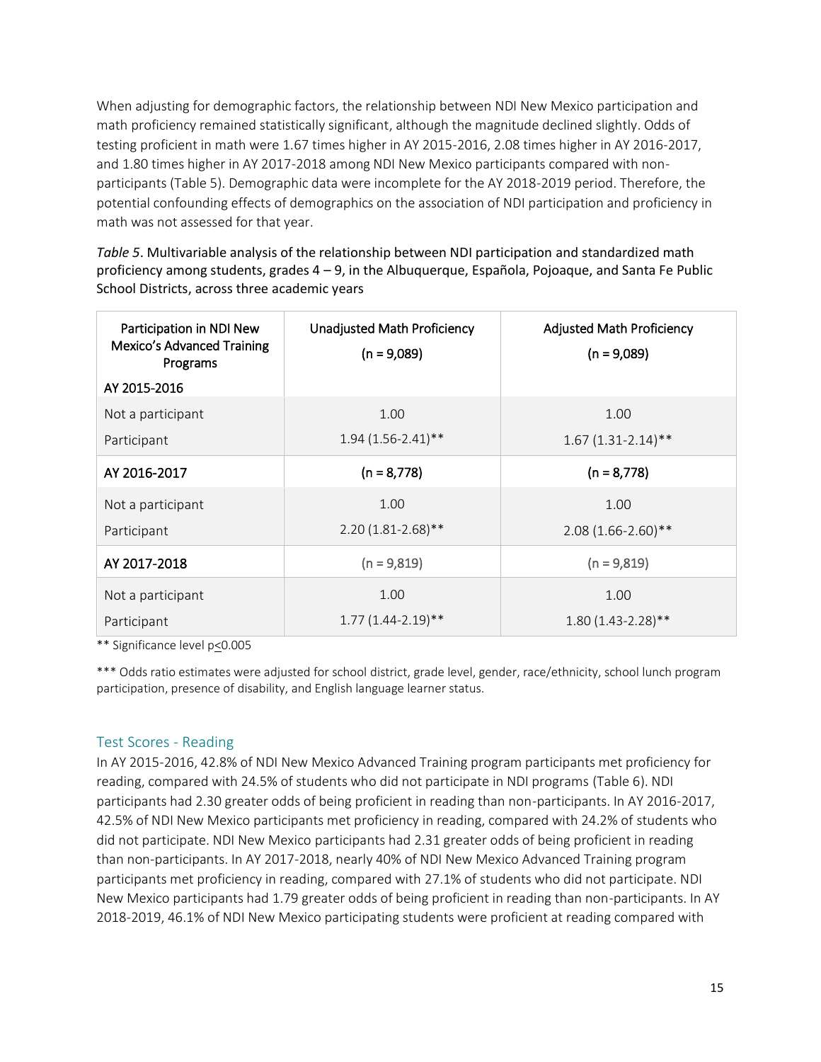When adjusting for demographic factors, the relationship between NDI New Mexico participation and math proficiency remained statistically significant, although the magnitude declined slightly. Odds of testing proficient in math were 1.67 times higher in AY 2015-2016, 2.08 times higher in AY 2016-2017, and 1.80 times higher in AY 2017-2018 among NDI New Mexico participants compared with non-participants (Table 5). Demographic data were incomplete for the AY 2018-2019 period. Therefore, the potential confounding effects of demographics on the association of NDI participation and proficiency in math was not assessed for that year.

*Table 5*. Multivariable analysis of the relationship between NDI participation and standardized math proficiency among students, grades 4 – 9, in the Albuquerque, Española, Pojoaque, and Santa Fe Public School Districts, across three academic years

| Participation in NDI New Mexico's Advanced Training Programs | Unadjusted Math Proficiency (n = 9,089) | Adjusted Math Proficiency (n = 9,089) |
|---|---|---|
| AY 2015-2016 | | |
| Not a participant | 1.00 | 1.00 |
| Participant | 1.94 (1.56-2.41)** | 1.67 (1.31-2.14)** |
| AY 2016-2017 | (n = 8,778) | (n = 8,778) |
| Not a participant | 1.00 | 1.00 |
| Participant | 2.20 (1.81-2.68)** | 2.08 (1.66-2.60)** |
| AY 2017-2018 | (n = 9,819) | (n = 9,819) |
| Not a participant | 1.00 | 1.00 |
| Participant | 1.77 (1.44-2.19)** | 1.80 (1.43-2.28)** |

** Significance level p≤0.005

*** Odds ratio estimates were adjusted for school district, grade level, gender, race/ethnicity, school lunch program participation, presence of disability, and English language learner status.

### Test Scores - Reading

In AY 2015-2016, 42.8% of NDI New Mexico Advanced Training program participants met proficiency for reading, compared with 24.5% of students who did not participate in NDI programs (Table 6). NDI participants had 2.30 greater odds of being proficient in reading than non-participants. In AY 2016-2017, 42.5% of NDI New Mexico participants met proficiency in reading, compared with 24.2% of students who did not participate. NDI New Mexico participants had 2.31 greater odds of being proficient in reading than non-participants. In AY 2017-2018, nearly 40% of NDI New Mexico Advanced Training program participants met proficiency in reading, compared with 27.1% of students who did not participate. NDI New Mexico participants had 1.79 greater odds of being proficient in reading than non-participants. In AY 2018-2019, 46.1% of NDI New Mexico participating students were proficient at reading compared with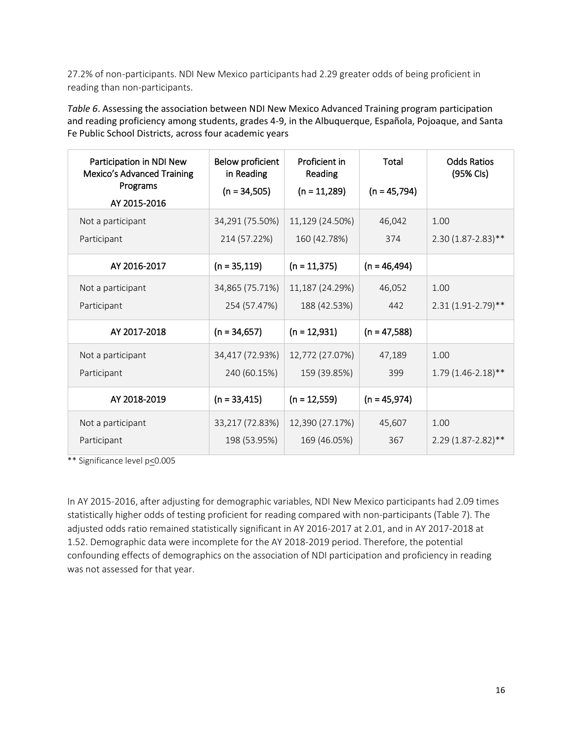27.2% of non-participants. NDI New Mexico participants had 2.29 greater odds of being proficient in reading than non-participants.

*Table 6*. Assessing the association between NDI New Mexico Advanced Training program participation and reading proficiency among students, grades 4-9, in the Albuquerque, Española, Pojoaque, and Santa Fe Public School Districts, across four academic years

| Participation in NDI New Mexico's Advanced Training Programs AY 2015-2016 | Below proficient in Reading (n = 34,505) | Proficient in Reading (n = 11,289) | Total (n = 45,794) | Odds Ratios (95% CIs) |
|---|---|---|---|---|
| Not a participant | 34,291 (75.50%) | 11,129 (24.50%) | 46,042 | 1.00 |
| Participant | 214 (57.22%) | 160 (42.78%) | 374 | 2.30 (1.87-2.83)** |
| AY 2016-2017 | (n = 35,119) | (n = 11,375) | (n = 46,494) | |
| Not a participant | 34,865 (75.71%) | 11,187 (24.29%) | 46,052 | 1.00 |
| Participant | 254 (57.47%) | 188 (42.53%) | 442 | 2.31 (1.91-2.79)** |
| AY 2017-2018 | (n = 34,657) | (n = 12,931) | (n = 47,588) | |
| Not a participant | 34,417 (72.93%) | 12,772 (27.07%) | 47,189 | 1.00 |
| Participant | 240 (60.15%) | 159 (39.85%) | 399 | 1.79 (1.46-2.18)** |
| AY 2018-2019 | (n = 33,415) | (n = 12,559) | (n = 45,974) | |
| Not a participant | 33,217 (72.83%) | 12,390 (27.17%) | 45,607 | 1.00 |
| Participant | 198 (53.95%) | 169 (46.05%) | 367 | 2.29 (1.87-2.82)** |

** Significance level $p \leq 0.005$

In AY 2015-2016, after adjusting for demographic variables, NDI New Mexico participants had 2.09 times statistically higher odds of testing proficient for reading compared with non-participants (Table 7). The adjusted odds ratio remained statistically significant in AY 2016-2017 at 2.01, and in AY 2017-2018 at 1.52. Demographic data were incomplete for the AY 2018-2019 period. Therefore, the potential confounding effects of demographics on the association of NDI participation and proficiency in reading was not assessed for that year.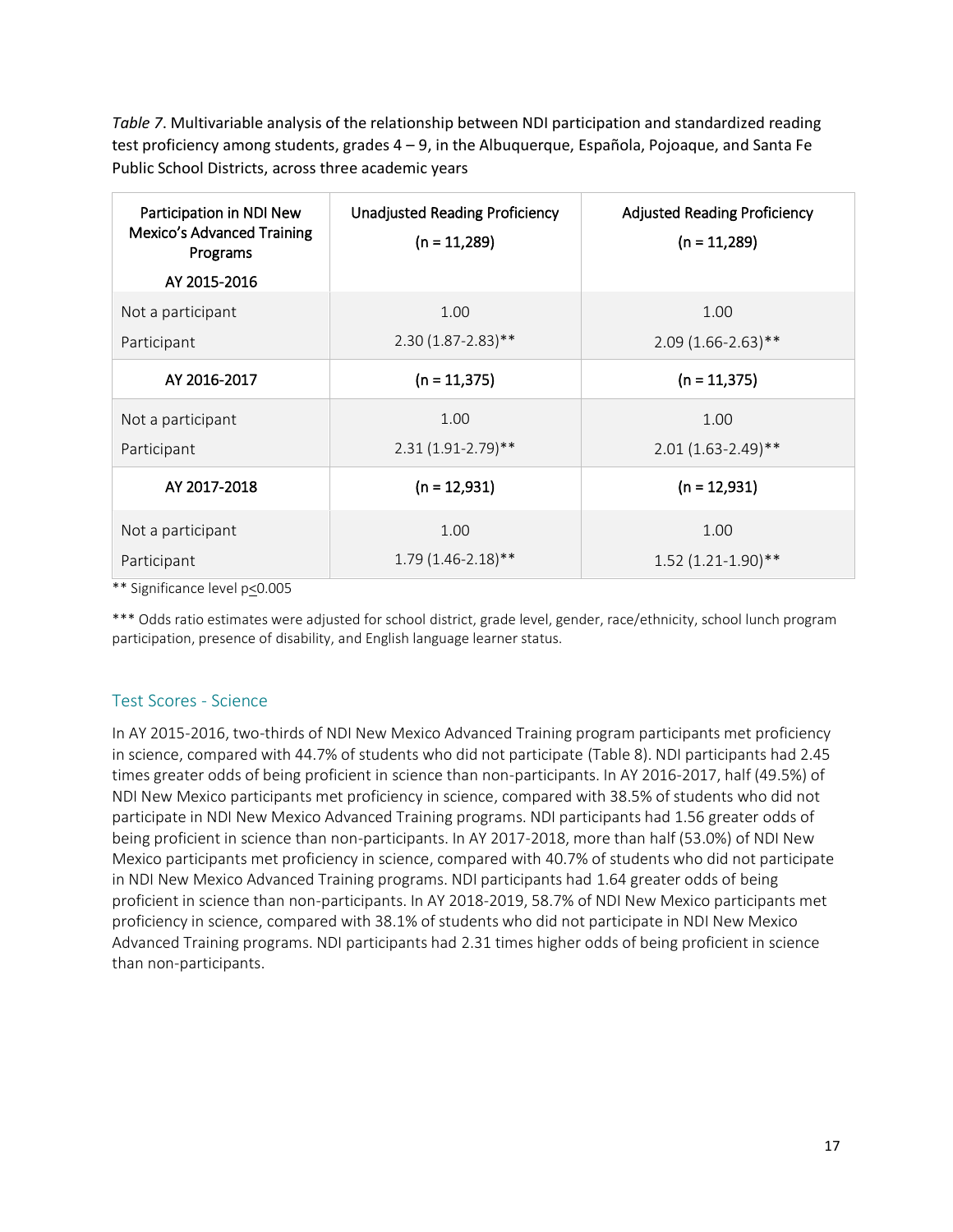*Table 7*. Multivariable analysis of the relationship between NDI participation and standardized reading test proficiency among students, grades 4 – 9, in the Albuquerque, Española, Pojoaque, and Santa Fe Public School Districts, across three academic years

| Participation in NDI New Mexico's Advanced Training Programs AY 2015-2016 | Unadjusted Reading Proficiency (n = 11,289) | Adjusted Reading Proficiency (n = 11,289) |
|---|---|---|
| Not a participant | 1.00 | 1.00 |
| Participant | 2.30 (1.87-2.83)** | 2.09 (1.66-2.63)** |
| **AY 2016-2017** | **(n = 11,375)** | **(n = 11,375)** |
| Not a participant | 1.00 | 1.00 |
| Participant | 2.31 (1.91-2.79)** | 2.01 (1.63-2.49)** |
| **AY 2017-2018** | **(n = 12,931)** | **(n = 12,931)** |
| Not a participant | 1.00 | 1.00 |
| Participant | 1.79 (1.46-2.18)** | 1.52 (1.21-1.90)** |

** Significance level $p \leq 0.005$

*** Odds ratio estimates were adjusted for school district, grade level, gender, race/ethnicity, school lunch program participation, presence of disability, and English language learner status.

## Test Scores - Science

In AY 2015-2016, two-thirds of NDI New Mexico Advanced Training program participants met proficiency in science, compared with 44.7% of students who did not participate (Table 8). NDI participants had 2.45 times greater odds of being proficient in science than non-participants. In AY 2016-2017, half (49.5%) of NDI New Mexico participants met proficiency in science, compared with 38.5% of students who did not participate in NDI New Mexico Advanced Training programs. NDI participants had 1.56 greater odds of being proficient in science than non-participants. In AY 2017-2018, more than half (53.0%) of NDI New Mexico participants met proficiency in science, compared with 40.7% of students who did not participate in NDI New Mexico Advanced Training programs. NDI participants had 1.64 greater odds of being proficient in science than non-participants. In AY 2018-2019, 58.7% of NDI New Mexico participants met proficiency in science, compared with 38.1% of students who did not participate in NDI New Mexico Advanced Training programs. NDI participants had 2.31 times higher odds of being proficient in science than non-participants.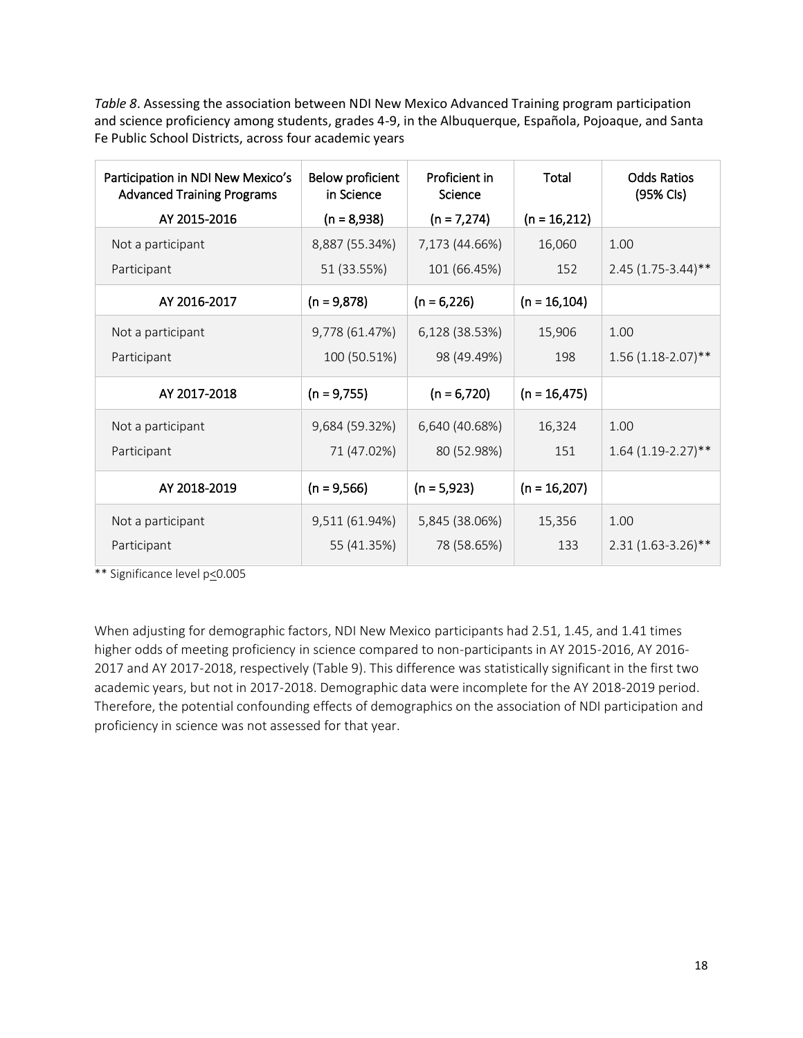*Table 8*. Assessing the association between NDI New Mexico Advanced Training program participation and science proficiency among students, grades 4-9, in the Albuquerque, Española, Pojoaque, and Santa Fe Public School Districts, across four academic years

| Participation in NDI New Mexico's Advanced Training Programs | Below proficient in Science | Proficient in Science | Total | Odds Ratios (95% CIs) |
|---|---|---|---|---|
| AY 2015-2016 | (n = 8,938) | (n = 7,274) | (n = 16,212) | |
| Not a participant | 8,887 (55.34%) | 7,173 (44.66%) | 16,060 | 1.00 |
| Participant | 51 (33.55%) | 101 (66.45%) | 152 | 2.45 (1.75-3.44)** |
| AY 2016-2017 | (n = 9,878) | (n = 6,226) | (n = 16,104) | |
| Not a participant | 9,778 (61.47%) | 6,128 (38.53%) | 15,906 | 1.00 |
| Participant | 100 (50.51%) | 98 (49.49%) | 198 | 1.56 (1.18-2.07)** |
| AY 2017-2018 | (n = 9,755) | (n = 6,720) | (n = 16,475) | |
| Not a participant | 9,684 (59.32%) | 6,640 (40.68%) | 16,324 | 1.00 |
| Participant | 71 (47.02%) | 80 (52.98%) | 151 | 1.64 (1.19-2.27)** |
| AY 2018-2019 | (n = 9,566) | (n = 5,923) | (n = 16,207) | |
| Not a participant | 9,511 (61.94%) | 5,845 (38.06%) | 15,356 | 1.00 |
| Participant | 55 (41.35%) | 78 (58.65%) | 133 | 2.31 (1.63-3.26)** |

** Significance level $p \leq 0.005$

When adjusting for demographic factors, NDI New Mexico participants had 2.51, 1.45, and 1.41 times higher odds of meeting proficiency in science compared to non-participants in AY 2015-2016, AY 2016-2017 and AY 2017-2018, respectively (Table 9). This difference was statistically significant in the first two academic years, but not in 2017-2018. Demographic data were incomplete for the AY 2018-2019 period. Therefore, the potential confounding effects of demographics on the association of NDI participation and proficiency in science was not assessed for that year.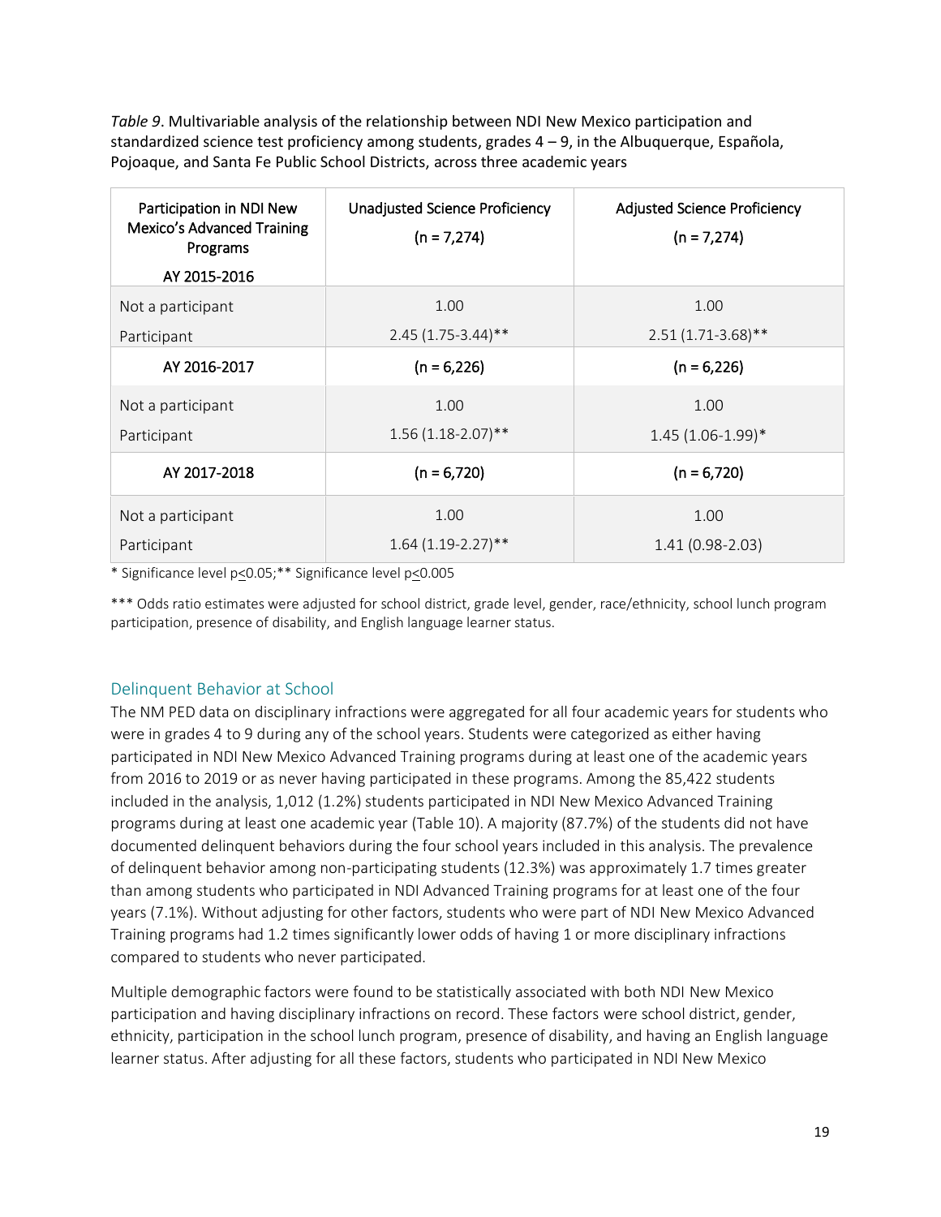*Table 9*. Multivariable analysis of the relationship between NDI New Mexico participation and standardized science test proficiency among students, grades 4 – 9, in the Albuquerque, Española, Pojoaque, and Santa Fe Public School Districts, across three academic years

| Participation in NDI New Mexico's Advanced Training Programs AY 2015-2016 | Unadjusted Science Proficiency (n = 7,274) | Adjusted Science Proficiency (n = 7,274) |
|---|---|---|
| Not a participant | 1.00 | 1.00 |
| Participant | 2.45 (1.75-3.44)** | 2.51 (1.71-3.68)** |
| **AY 2016-2017** | **(n = 6,226)** | **(n = 6,226)** |
| Not a participant | 1.00 | 1.00 |
| Participant | 1.56 (1.18-2.07)** | 1.45 (1.06-1.99)* |
| **AY 2017-2018** | **(n = 6,720)** | **(n = 6,720)** |
| Not a participant | 1.00 | 1.00 |
| Participant | 1.64 (1.19-2.27)** | 1.41 (0.98-2.03) |

* Significance level $p \leq 0.05$;** Significance level $p \leq 0.005$

*** Odds ratio estimates were adjusted for school district, grade level, gender, race/ethnicity, school lunch program participation, presence of disability, and English language learner status.

## Delinquent Behavior at School

The NM PED data on disciplinary infractions were aggregated for all four academic years for students who were in grades 4 to 9 during any of the school years. Students were categorized as either having participated in NDI New Mexico Advanced Training programs during at least one of the academic years from 2016 to 2019 or as never having participated in these programs. Among the 85,422 students included in the analysis, 1,012 (1.2%) students participated in NDI New Mexico Advanced Training programs during at least one academic year (Table 10). A majority (87.7%) of the students did not have documented delinquent behaviors during the four school years included in this analysis. The prevalence of delinquent behavior among non-participating students (12.3%) was approximately 1.7 times greater than among students who participated in NDI Advanced Training programs for at least one of the four years (7.1%). Without adjusting for other factors, students who were part of NDI New Mexico Advanced Training programs had 1.2 times significantly lower odds of having 1 or more disciplinary infractions compared to students who never participated.

Multiple demographic factors were found to be statistically associated with both NDI New Mexico participation and having disciplinary infractions on record. These factors were school district, gender, ethnicity, participation in the school lunch program, presence of disability, and having an English language learner status. After adjusting for all these factors, students who participated in NDI New Mexico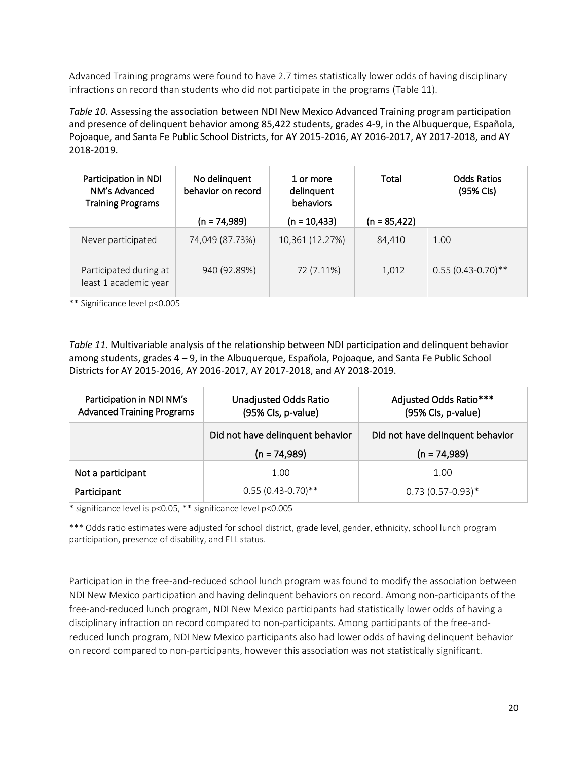Advanced Training programs were found to have 2.7 times statistically lower odds of having disciplinary infractions on record than students who did not participate in the programs (Table 11).

*Table 10*. Assessing the association between NDI New Mexico Advanced Training program participation and presence of delinquent behavior among 85,422 students, grades 4-9, in the Albuquerque, Española, Pojoaque, and Santa Fe Public School Districts, for AY 2015-2016, AY 2016-2017, AY 2017-2018, and AY 2018-2019.

| Participation in NDI NM's Advanced Training Programs | No delinquent behavior on record (n = 74,989) | 1 or more delinquent behaviors (n = 10,433) | Total (n = 85,422) | Odds Ratios (95% CIs) |
|---|---|---|---|---|
| Never participated | 74,049 (87.73%) | 10,361 (12.27%) | 84,410 | 1.00 |
| Participated during at least 1 academic year | 940 (92.89%) | 72 (7.11%) | 1,012 | 0.55 (0.43-0.70)** |

** Significance level p≤0.005

*Table 11*. Multivariable analysis of the relationship between NDI participation and delinquent behavior among students, grades 4 – 9, in the Albuquerque, Española, Pojoaque, and Santa Fe Public School Districts for AY 2015-2016, AY 2016-2017, AY 2017-2018, and AY 2018-2019.

| Participation in NDI NM's Advanced Training Programs | Unadjusted Odds Ratio (95% CIs, p-value) | Adjusted Odds Ratio*** (95% CIs, p-value) |
|---|---|---|
| | Did not have delinquent behavior (n = 74,989) | Did not have delinquent behavior (n = 74,989) |
| **Not a participant** | 1.00 | 1.00 |
| **Participant** | 0.55 (0.43-0.70)** | 0.73 (0.57-0.93)* |

* significance level is p≤0.05, ** significance level p≤0.005

*** Odds ratio estimates were adjusted for school district, grade level, gender, ethnicity, school lunch program participation, presence of disability, and ELL status.

Participation in the free-and-reduced school lunch program was found to modify the association between NDI New Mexico participation and having delinquent behaviors on record. Among non-participants of the free-and-reduced lunch program, NDI New Mexico participants had statistically lower odds of having a disciplinary infraction on record compared to non-participants. Among participants of the free-and-reduced lunch program, NDI New Mexico participants also had lower odds of having delinquent behavior on record compared to non-participants, however this association was not statistically significant.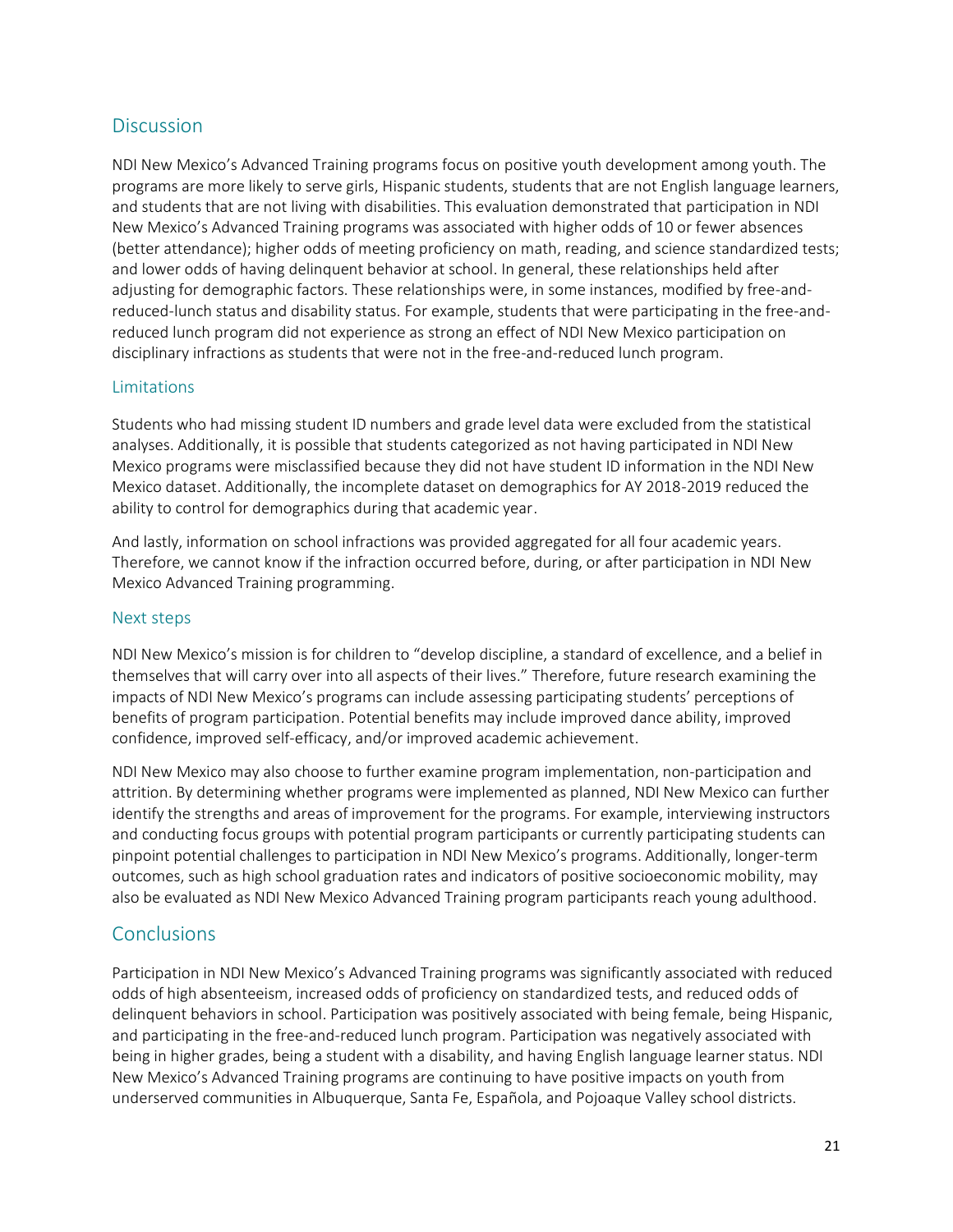## Discussion

NDI New Mexico's Advanced Training programs focus on positive youth development among youth. The programs are more likely to serve girls, Hispanic students, students that are not English language learners, and students that are not living with disabilities. This evaluation demonstrated that participation in NDI New Mexico's Advanced Training programs was associated with higher odds of 10 or fewer absences (better attendance); higher odds of meeting proficiency on math, reading, and science standardized tests; and lower odds of having delinquent behavior at school. In general, these relationships held after adjusting for demographic factors. These relationships were, in some instances, modified by free-and-reduced-lunch status and disability status. For example, students that were participating in the free-and-reduced lunch program did not experience as strong an effect of NDI New Mexico participation on disciplinary infractions as students that were not in the free-and-reduced lunch program.

### Limitations

Students who had missing student ID numbers and grade level data were excluded from the statistical analyses. Additionally, it is possible that students categorized as not having participated in NDI New Mexico programs were misclassified because they did not have student ID information in the NDI New Mexico dataset. Additionally, the incomplete dataset on demographics for AY 2018-2019 reduced the ability to control for demographics during that academic year.

And lastly, information on school infractions was provided aggregated for all four academic years. Therefore, we cannot know if the infraction occurred before, during, or after participation in NDI New Mexico Advanced Training programming.

### Next steps

NDI New Mexico's mission is for children to "develop discipline, a standard of excellence, and a belief in themselves that will carry over into all aspects of their lives." Therefore, future research examining the impacts of NDI New Mexico's programs can include assessing participating students' perceptions of benefits of program participation. Potential benefits may include improved dance ability, improved confidence, improved self-efficacy, and/or improved academic achievement.

NDI New Mexico may also choose to further examine program implementation, non-participation and attrition. By determining whether programs were implemented as planned, NDI New Mexico can further identify the strengths and areas of improvement for the programs. For example, interviewing instructors and conducting focus groups with potential program participants or currently participating students can pinpoint potential challenges to participation in NDI New Mexico's programs. Additionally, longer-term outcomes, such as high school graduation rates and indicators of positive socioeconomic mobility, may also be evaluated as NDI New Mexico Advanced Training program participants reach young adulthood.

## Conclusions

Participation in NDI New Mexico's Advanced Training programs was significantly associated with reduced odds of high absenteeism, increased odds of proficiency on standardized tests, and reduced odds of delinquent behaviors in school. Participation was positively associated with being female, being Hispanic, and participating in the free-and-reduced lunch program. Participation was negatively associated with being in higher grades, being a student with a disability, and having English language learner status. NDI New Mexico's Advanced Training programs are continuing to have positive impacts on youth from underserved communities in Albuquerque, Santa Fe, Española, and Pojoaque Valley school districts.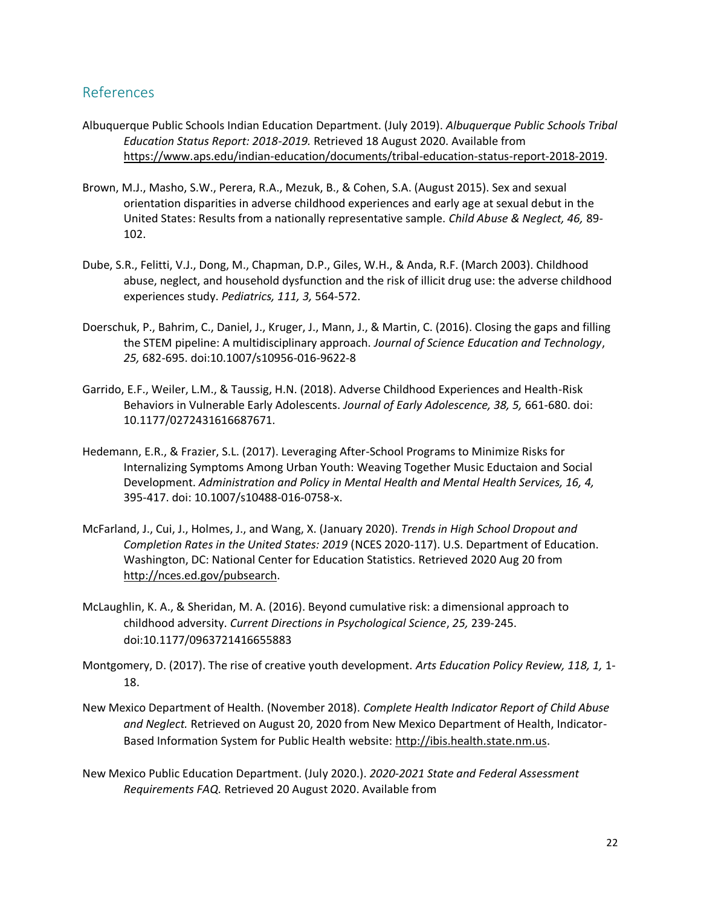## References

Albuquerque Public Schools Indian Education Department. (July 2019). *Albuquerque Public Schools Tribal Education Status Report: 2018-2019.* Retrieved 18 August 2020. Available from https://www.aps.edu/indian-education/documents/tribal-education-status-report-2018-2019.

Brown, M.J., Masho, S.W., Perera, R.A., Mezuk, B., & Cohen, S.A. (August 2015). Sex and sexual orientation disparities in adverse childhood experiences and early age at sexual debut in the United States: Results from a nationally representative sample. *Child Abuse & Neglect, 46,* 89-102.

Dube, S.R., Felitti, V.J., Dong, M., Chapman, D.P., Giles, W.H., & Anda, R.F. (March 2003). Childhood abuse, neglect, and household dysfunction and the risk of illicit drug use: the adverse childhood experiences study. *Pediatrics, 111, 3,* 564-572.

Doerschuk, P., Bahrim, C., Daniel, J., Kruger, J., Mann, J., & Martin, C. (2016). Closing the gaps and filling the STEM pipeline: A multidisciplinary approach. *Journal of Science Education and Technology*, *25,* 682-695. doi:10.1007/s10956-016-9622-8

Garrido, E.F., Weiler, L.M., & Taussig, H.N. (2018). Adverse Childhood Experiences and Health-Risk Behaviors in Vulnerable Early Adolescents. *Journal of Early Adolescence, 38, 5,* 661-680. doi: 10.1177/0272431616687671.

Hedemann, E.R., & Frazier, S.L. (2017). Leveraging After-School Programs to Minimize Risks for Internalizing Symptoms Among Urban Youth: Weaving Together Music Eductaion and Social Development. *Administration and Policy in Mental Health and Mental Health Services, 16, 4,* 395-417. doi: 10.1007/s10488-016-0758-x.

McFarland, J., Cui, J., Holmes, J., and Wang, X. (January 2020). *Trends in High School Dropout and Completion Rates in the United States: 2019* (NCES 2020-117). U.S. Department of Education. Washington, DC: National Center for Education Statistics. Retrieved 2020 Aug 20 from http://nces.ed.gov/pubsearch.

McLaughlin, K. A., & Sheridan, M. A. (2016). Beyond cumulative risk: a dimensional approach to childhood adversity. *Current Directions in Psychological Science*, *25,* 239-245. doi:10.1177/0963721416655883

Montgomery, D. (2017). The rise of creative youth development. *Arts Education Policy Review, 118, 1,* 1-18.

New Mexico Department of Health. (November 2018). *Complete Health Indicator Report of Child Abuse and Neglect.* Retrieved on August 20, 2020 from New Mexico Department of Health, Indicator-Based Information System for Public Health website: http://ibis.health.state.nm.us.

New Mexico Public Education Department. (July 2020.). *2020-2021 State and Federal Assessment Requirements FAQ.* Retrieved 20 August 2020. Available from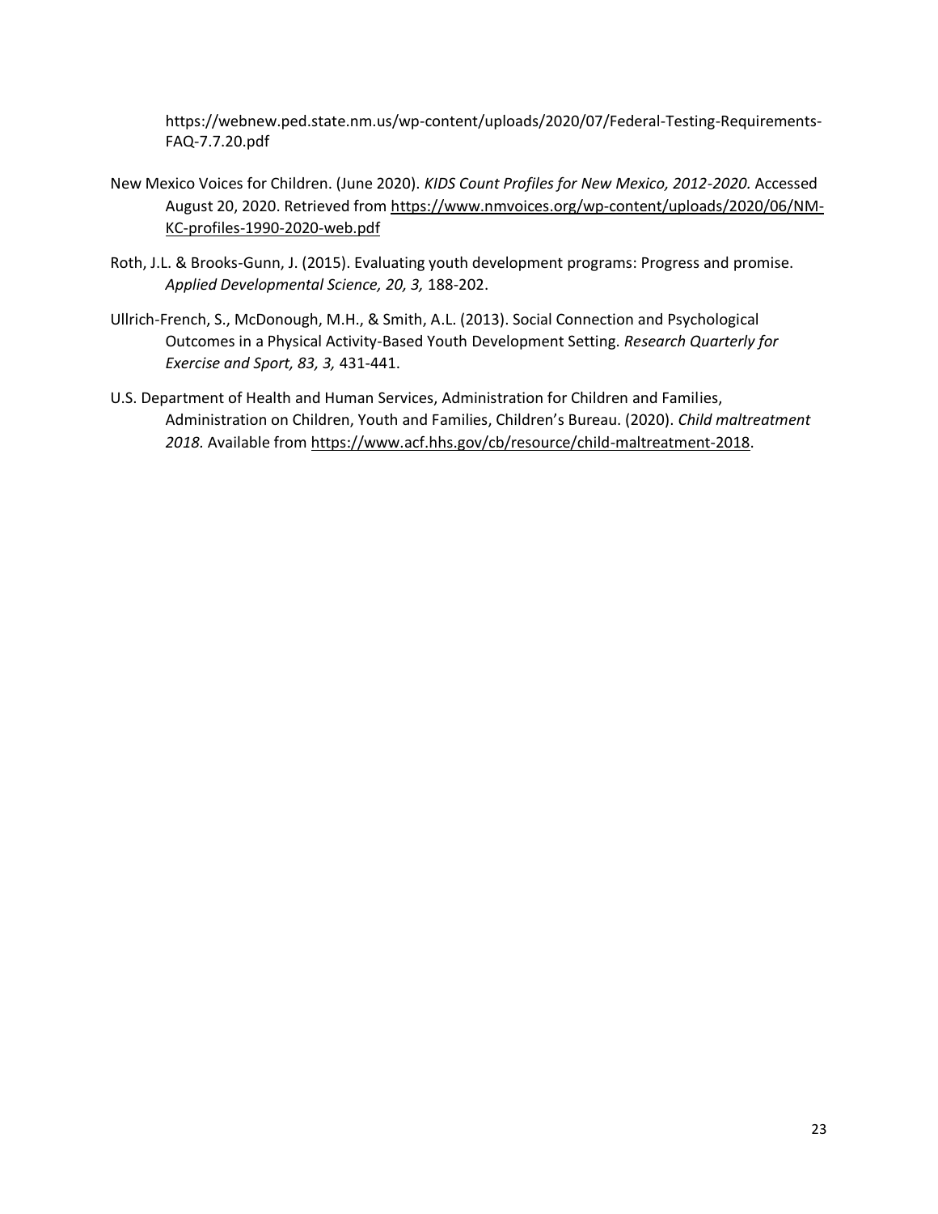https://webnew.ped.state.nm.us/wp-content/uploads/2020/07/Federal-Testing-Requirements-FAQ-7.7.20.pdf

New Mexico Voices for Children. (June 2020). *KIDS Count Profiles for New Mexico, 2012-2020.* Accessed August 20, 2020. Retrieved from https://www.nmvoices.org/wp-content/uploads/2020/06/NM-KC-profiles-1990-2020-web.pdf

Roth, J.L. & Brooks-Gunn, J. (2015). Evaluating youth development programs: Progress and promise. *Applied Developmental Science, 20, 3,* 188-202.

Ullrich-French, S., McDonough, M.H., & Smith, A.L. (2013). Social Connection and Psychological Outcomes in a Physical Activity-Based Youth Development Setting. *Research Quarterly for Exercise and Sport, 83, 3,* 431-441.

U.S. Department of Health and Human Services, Administration for Children and Families, Administration on Children, Youth and Families, Children's Bureau. (2020). *Child maltreatment 2018.* Available from https://www.acf.hhs.gov/cb/resource/child-maltreatment-2018.